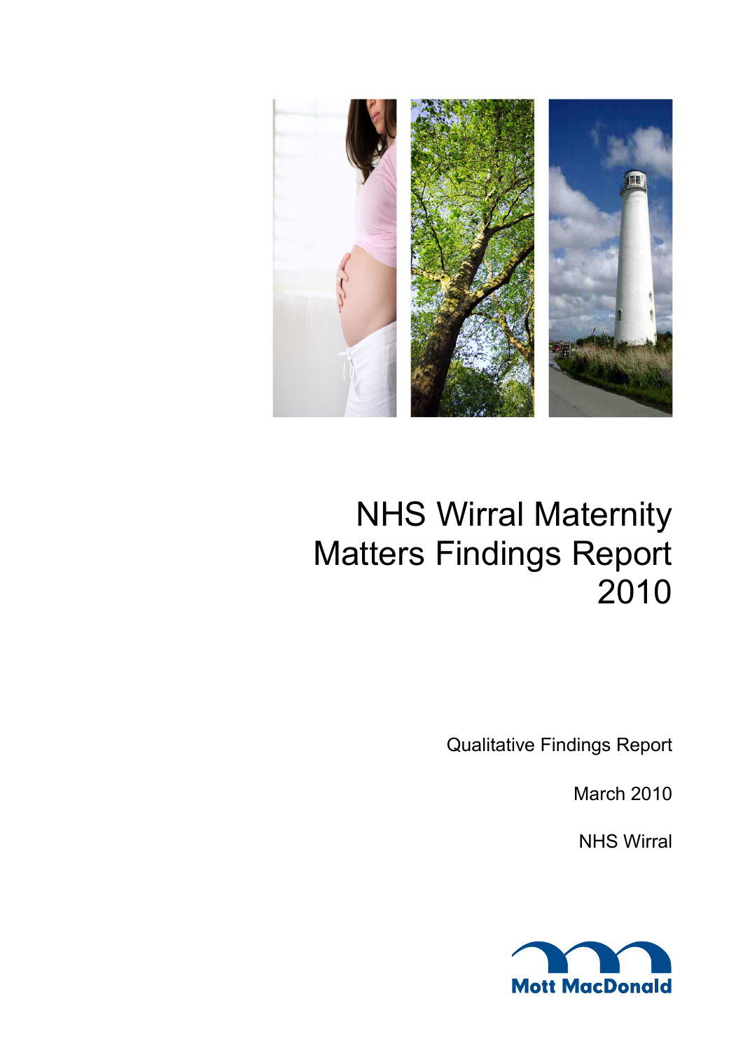# NHS Wirral Maternity Matters Findings Report 2010

Qualitative Findings Report

March 2010

NHS Wirral

Mott MacDonald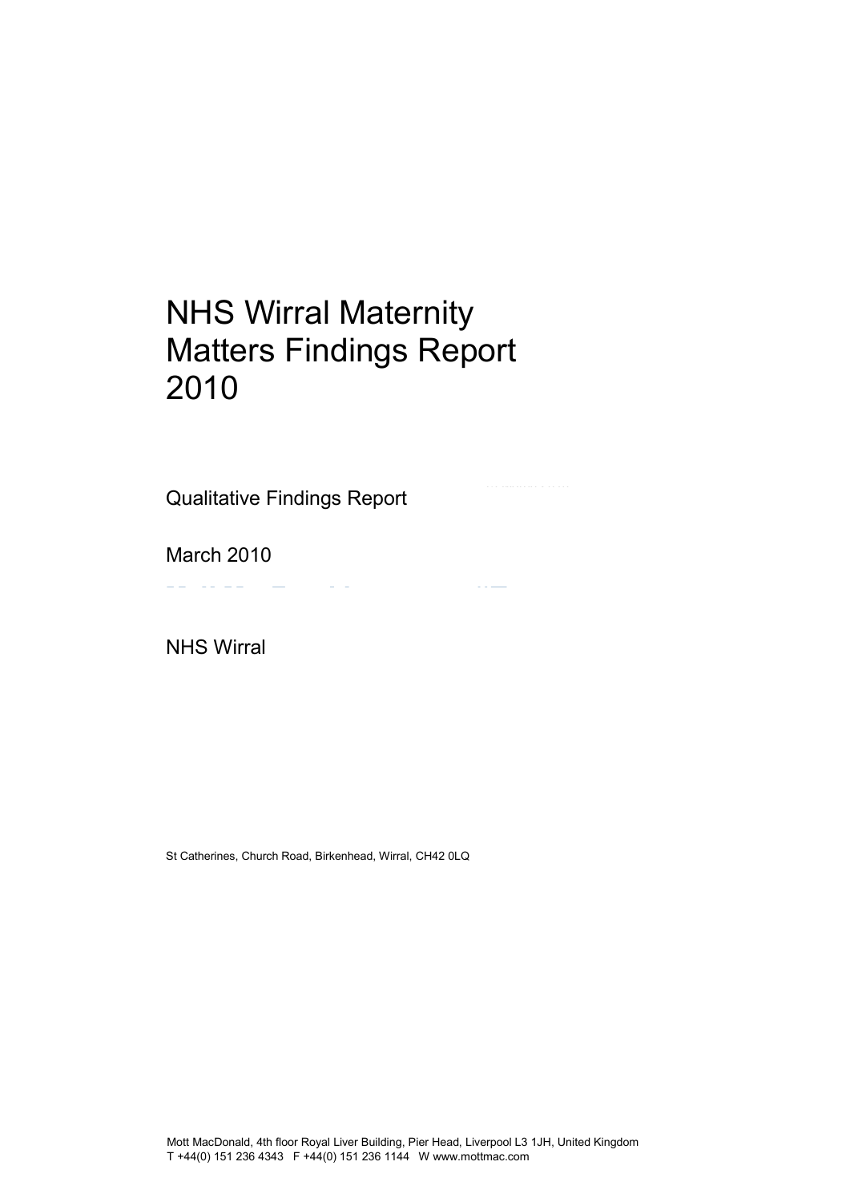# NHS Wirral Maternity Matters Findings Report 2010

Qualitative Findings Report

March 2010

NHS Wirral

St Catherines, Church Road, Birkenhead, Wirral, CH42 0LQ

Mott MacDonald, 4th floor Royal Liver Building, Pier Head, Liverpool L3 1JH, United Kingdom
T +44(0) 151 236 4343 F +44(0) 151 236 1144 W www.mottmac.com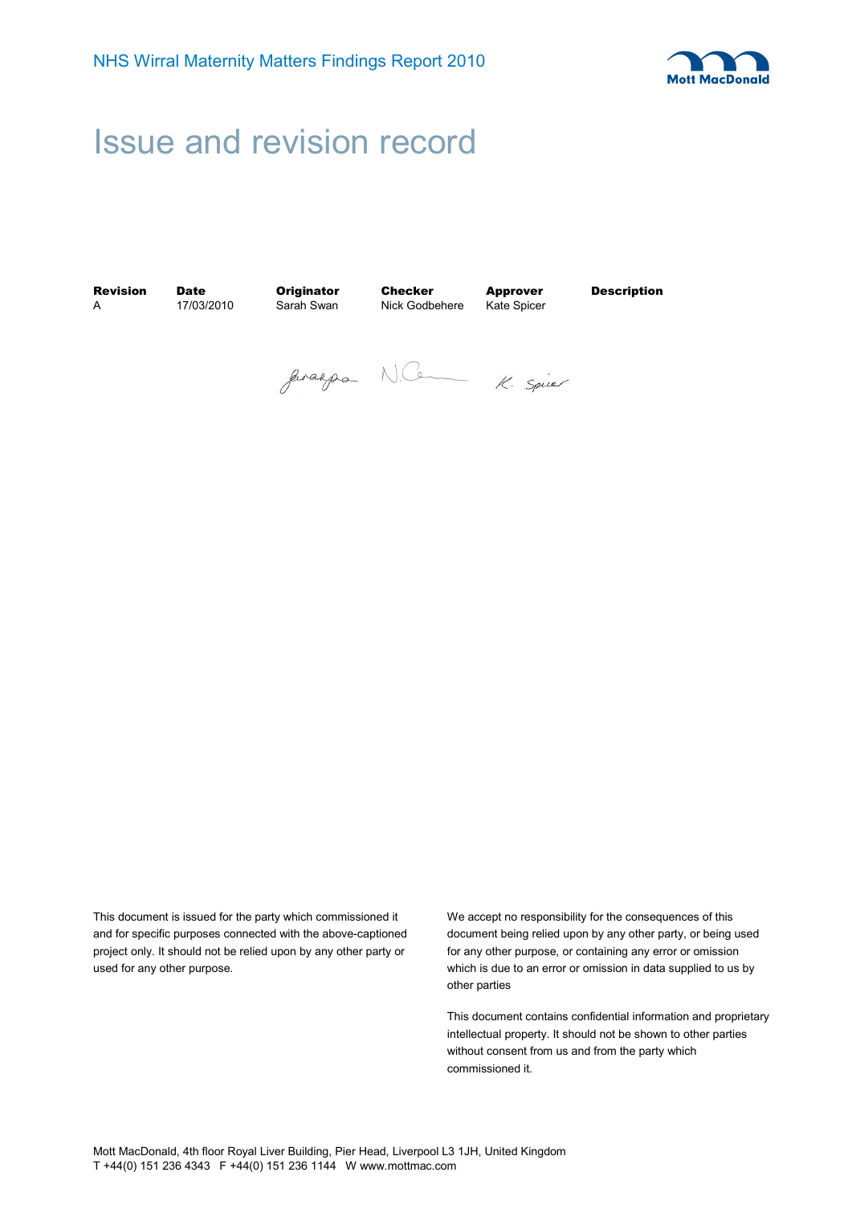# Issue and revision record

| Revision | Date | Originator | Checker | Approver | Description |
|---|---|---|---|---|---|
| A | 17/03/2010 | Sarah Swan | Nick Godbehere | Kate Spicer | |

This document is issued for the party which commissioned it and for specific purposes connected with the above-captioned project only. It should not be relied upon by any other party or used for any other purpose.

We accept no responsibility for the consequences of this document being relied upon by any other party, or being used for any other purpose, or containing any error or omission which is due to an error or omission in data supplied to us by other parties

This document contains confidential information and proprietary intellectual property. It should not be shown to other parties without consent from us and from the party which commissioned it.

Mott MacDonald, 4th floor Royal Liver Building, Pier Head, Liverpool L3 1JH, United Kingdom
T +44(0) 151 236 4343 F +44(0) 151 236 1144 W www.mottmac.com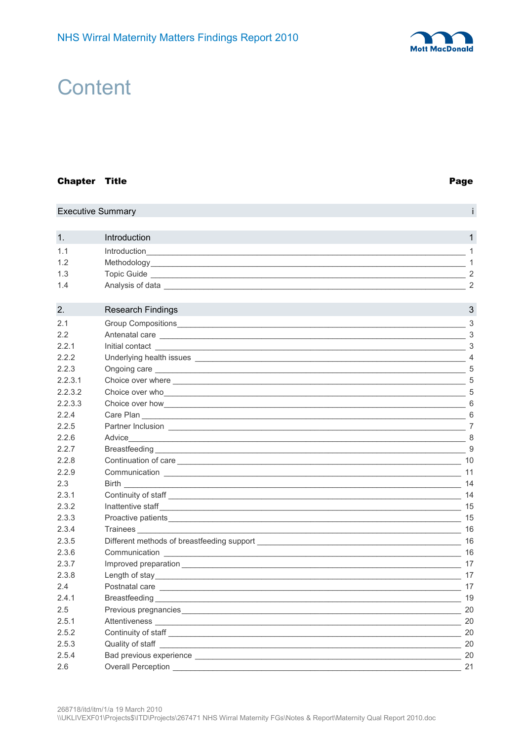# Content

| Chapter | Title | Page |
|---|---|---|
| | Executive Summary | i |
| 1. | Introduction | 1 |
| 1.1 | Introduction | 1 |
| 1.2 | Methodology | 1 |
| 1.3 | Topic Guide | 2 |
| 1.4 | Analysis of data | 2 |
| 2. | Research Findings | 3 |
| 2.1 | Group Compositions | 3 |
| 2.2 | Antenatal care | 3 |
| 2.2.1 | Initial contact | 3 |
| 2.2.2 | Underlying health issues | 4 |
| 2.2.3 | Ongoing care | 5 |
| 2.2.3.1 | Choice over where | 5 |
| 2.2.3.2 | Choice over who | 5 |
| 2.2.3.3 | Choice over how | 6 |
| 2.2.4 | Care Plan | 6 |
| 2.2.5 | Partner Inclusion | 7 |
| 2.2.6 | Advice | 8 |
| 2.2.7 | Breastfeeding | 9 |
| 2.2.8 | Continuation of care | 10 |
| 2.2.9 | Communication | 11 |
| 2.3 | Birth | 14 |
| 2.3.1 | Continuity of staff | 14 |
| 2.3.2 | Inattentive staff | 15 |
| 2.3.3 | Proactive patients | 15 |
| 2.3.4 | Trainees | 16 |
| 2.3.5 | Different methods of breastfeeding support | 16 |
| 2.3.6 | Communication | 16 |
| 2.3.7 | Improved preparation | 17 |
| 2.3.8 | Length of stay | 17 |
| 2.4 | Postnatal care | 17 |
| 2.4.1 | Breastfeeding | 19 |
| 2.5 | Previous pregnancies | 20 |
| 2.5.1 | Attentiveness | 20 |
| 2.5.2 | Continuity of staff | 20 |
| 2.5.3 | Quality of staff | 20 |
| 2.5.4 | Bad previous experience | 20 |
| 2.6 | Overall Perception | 21 |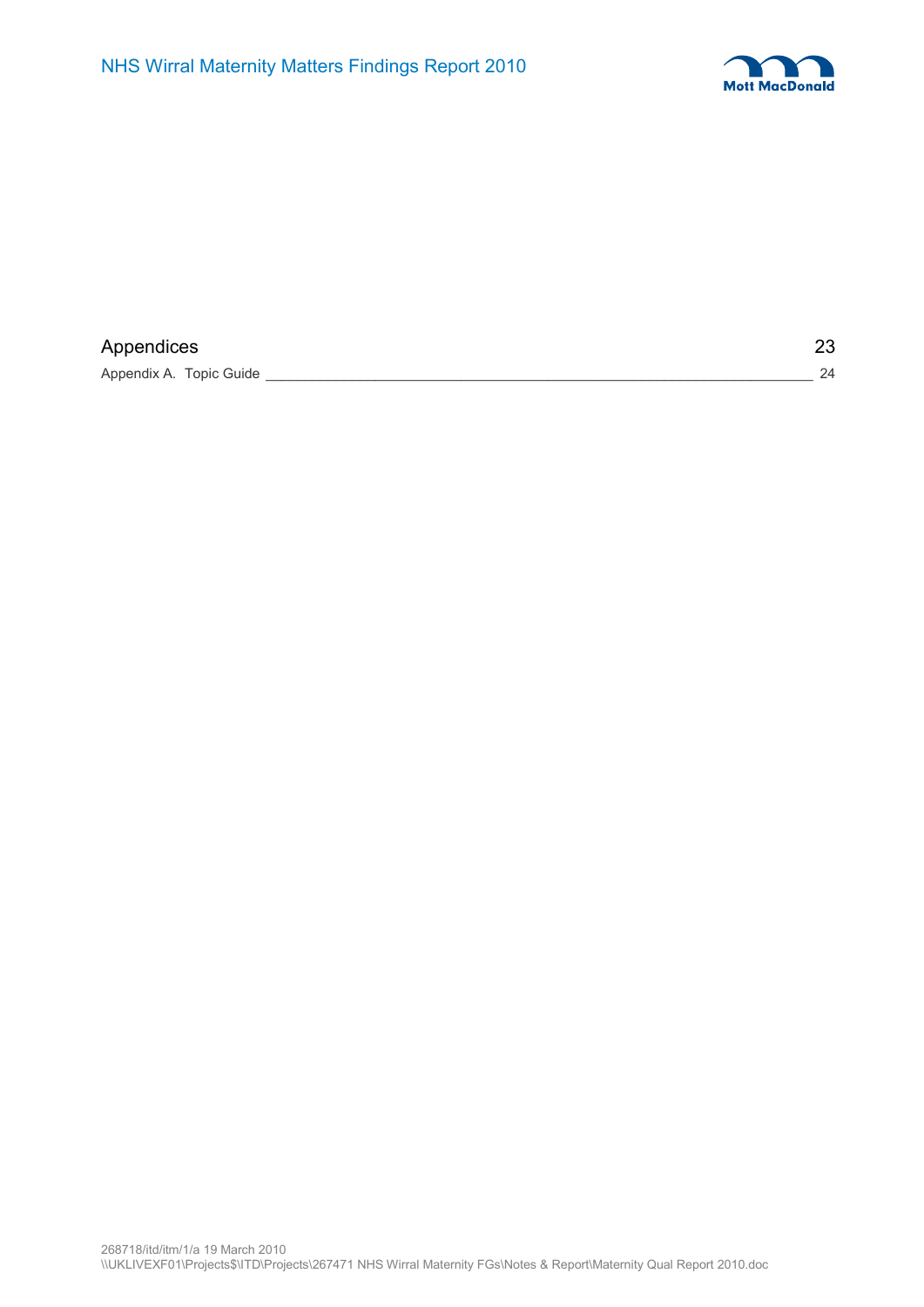| Appendices | 23 |
| --- | --- |
| Appendix A. Topic Guide | 24 |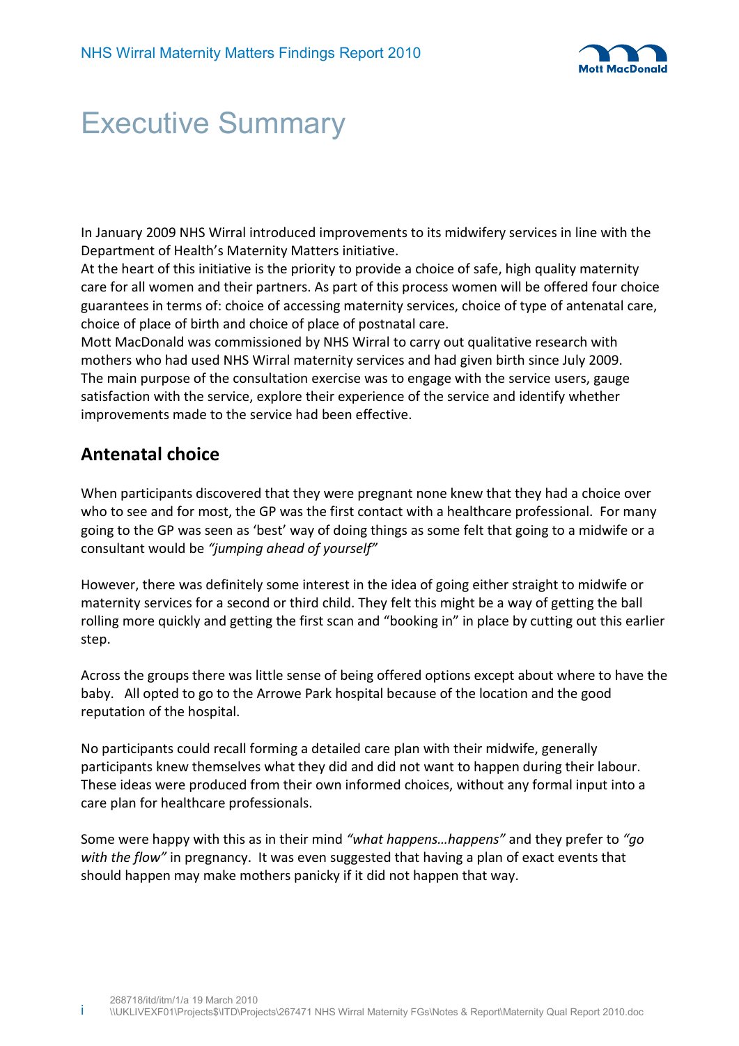# Executive Summary

In January 2009 NHS Wirral introduced improvements to its midwifery services in line with the Department of Health's Maternity Matters initiative.
At the heart of this initiative is the priority to provide a choice of safe, high quality maternity care for all women and their partners. As part of this process women will be offered four choice guarantees in terms of: choice of accessing maternity services, choice of type of antenatal care, choice of place of birth and choice of place of postnatal care.
Mott MacDonald was commissioned by NHS Wirral to carry out qualitative research with mothers who had used NHS Wirral maternity services and had given birth since July 2009.
The main purpose of the consultation exercise was to engage with the service users, gauge satisfaction with the service, explore their experience of the service and identify whether improvements made to the service had been effective.

## Antenatal choice

When participants discovered that they were pregnant none knew that they had a choice over who to see and for most, the GP was the first contact with a healthcare professional. For many going to the GP was seen as 'best' way of doing things as some felt that going to a midwife or a consultant would be *"jumping ahead of yourself"*

However, there was definitely some interest in the idea of going either straight to midwife or maternity services for a second or third child. They felt this might be a way of getting the ball rolling more quickly and getting the first scan and "booking in" in place by cutting out this earlier step.

Across the groups there was little sense of being offered options except about where to have the baby. All opted to go to the Arrowe Park hospital because of the location and the good reputation of the hospital.

No participants could recall forming a detailed care plan with their midwife, generally participants knew themselves what they did and did not want to happen during their labour. These ideas were produced from their own informed choices, without any formal input into a care plan for healthcare professionals.

Some were happy with this as in their mind *"what happens…happens"* and they prefer to *"go with the flow"* in pregnancy. It was even suggested that having a plan of exact events that should happen may make mothers panicky if it did not happen that way.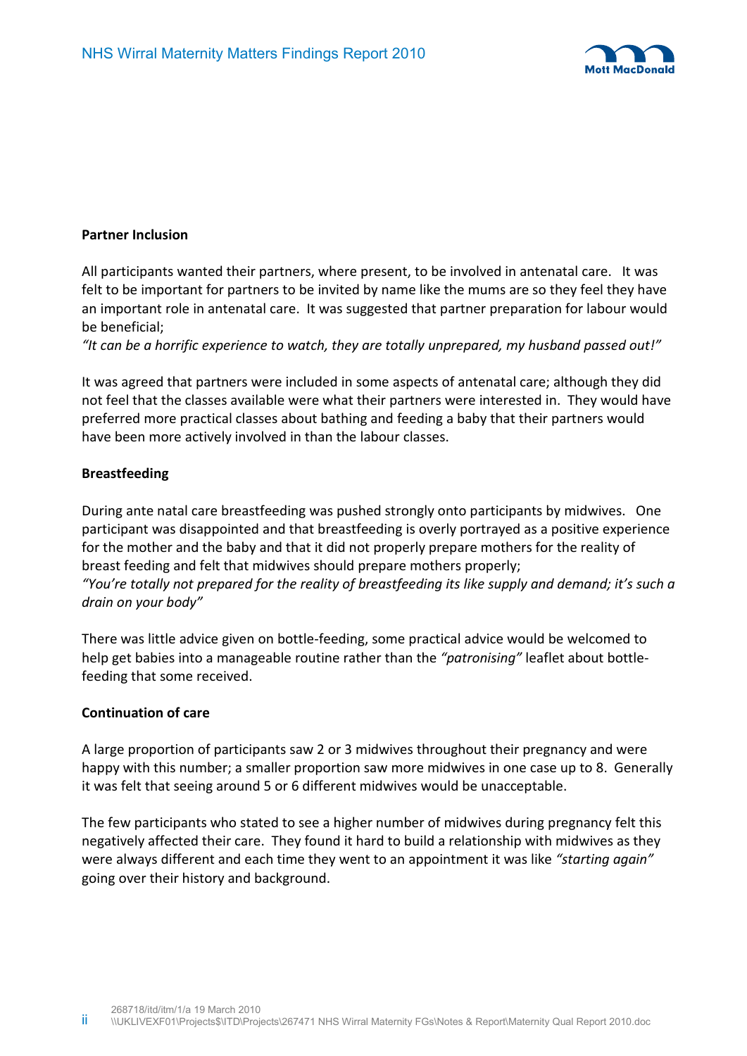**Partner Inclusion**

All participants wanted their partners, where present, to be involved in antenatal care. It was felt to be important for partners to be invited by name like the mums are so they feel they have an important role in antenatal care. It was suggested that partner preparation for labour would be beneficial;

*"It can be a horrific experience to watch, they are totally unprepared, my husband passed out!"*

It was agreed that partners were included in some aspects of antenatal care; although they did not feel that the classes available were what their partners were interested in. They would have preferred more practical classes about bathing and feeding a baby that their partners would have been more actively involved in than the labour classes.

**Breastfeeding**

During ante natal care breastfeeding was pushed strongly onto participants by midwives. One participant was disappointed and that breastfeeding is overly portrayed as a positive experience for the mother and the baby and that it did not properly prepare mothers for the reality of breast feeding and felt that midwives should prepare mothers properly;

*"You're totally not prepared for the reality of breastfeeding its like supply and demand; it's such a drain on your body"*

There was little advice given on bottle-feeding, some practical advice would be welcomed to help get babies into a manageable routine rather than the *"patronising"* leaflet about bottle-feeding that some received.

**Continuation of care**

A large proportion of participants saw 2 or 3 midwives throughout their pregnancy and were happy with this number; a smaller proportion saw more midwives in one case up to 8. Generally it was felt that seeing around 5 or 6 different midwives would be unacceptable.

The few participants who stated to see a higher number of midwives during pregnancy felt this negatively affected their care. They found it hard to build a relationship with midwives as they were always different and each time they went to an appointment it was like *"starting again"* going over their history and background.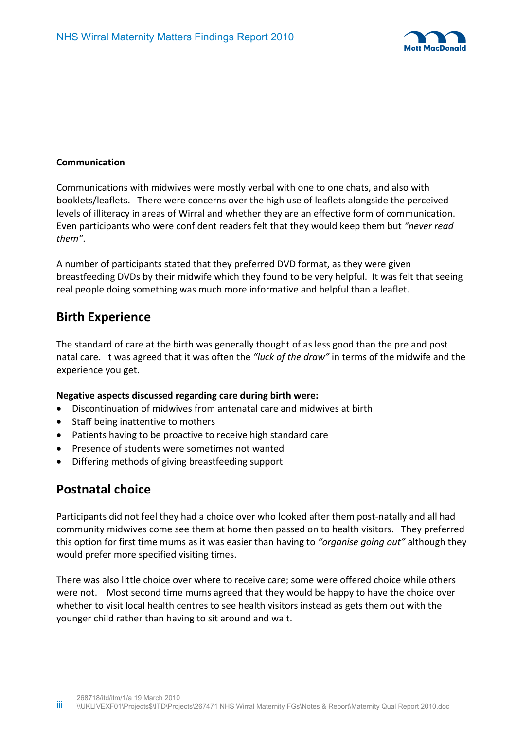**Communication**

Communications with midwives were mostly verbal with one to one chats, and also with booklets/leaflets. There were concerns over the high use of leaflets alongside the perceived levels of illiteracy in areas of Wirral and whether they are an effective form of communication. Even participants who were confident readers felt that they would keep them but *"never read them"*.

A number of participants stated that they preferred DVD format, as they were given breastfeeding DVDs by their midwife which they found to be very helpful. It was felt that seeing real people doing something was much more informative and helpful than a leaflet.

## Birth Experience

The standard of care at the birth was generally thought of as less good than the pre and post natal care. It was agreed that it was often the *"luck of the draw"* in terms of the midwife and the experience you get.

**Negative aspects discussed regarding care during birth were:**

- Discontinuation of midwives from antenatal care and midwives at birth
- Staff being inattentive to mothers
- Patients having to be proactive to receive high standard care
- Presence of students were sometimes not wanted
- Differing methods of giving breastfeeding support

## Postnatal choice

Participants did not feel they had a choice over who looked after them post-natally and all had community midwives come see them at home then passed on to health visitors. They preferred this option for first time mums as it was easier than having to *"organise going out"* although they would prefer more specified visiting times.

There was also little choice over where to receive care; some were offered choice while others were not. Most second time mums agreed that they would be happy to have the choice over whether to visit local health centres to see health visitors instead as gets them out with the younger child rather than having to sit around and wait.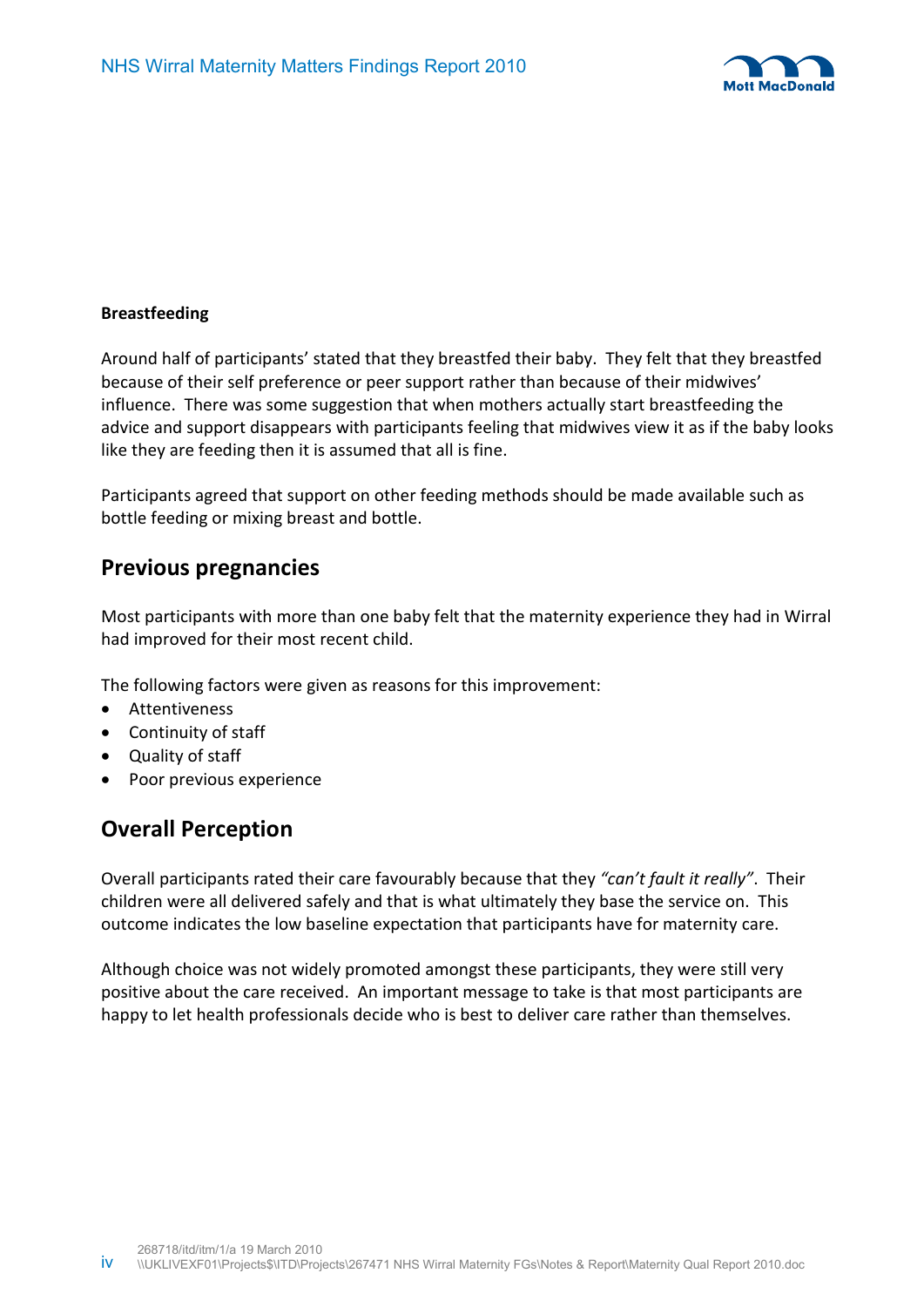**Breastfeeding**

Around half of participants' stated that they breastfed their baby. They felt that they breastfed because of their self preference or peer support rather than because of their midwives' influence. There was some suggestion that when mothers actually start breastfeeding the advice and support disappears with participants feeling that midwives view it as if the baby looks like they are feeding then it is assumed that all is fine.

Participants agreed that support on other feeding methods should be made available such as bottle feeding or mixing breast and bottle.

## Previous pregnancies

Most participants with more than one baby felt that the maternity experience they had in Wirral had improved for their most recent child.

The following factors were given as reasons for this improvement:

- Attentiveness
- Continuity of staff
- Quality of staff
- Poor previous experience

## Overall Perception

Overall participants rated their care favourably because that they *"can't fault it really"*. Their children were all delivered safely and that is what ultimately they base the service on. This outcome indicates the low baseline expectation that participants have for maternity care.

Although choice was not widely promoted amongst these participants, they were still very positive about the care received. An important message to take is that most participants are happy to let health professionals decide who is best to deliver care rather than themselves.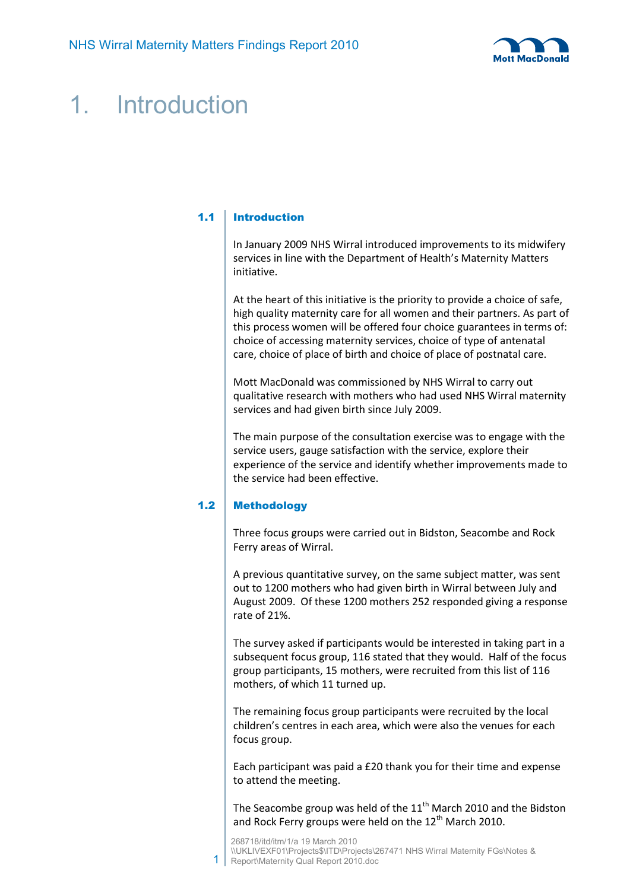# 1. Introduction

## 1.1 Introduction

In January 2009 NHS Wirral introduced improvements to its midwifery services in line with the Department of Health's Maternity Matters initiative.

At the heart of this initiative is the priority to provide a choice of safe, high quality maternity care for all women and their partners. As part of this process women will be offered four choice guarantees in terms of: choice of accessing maternity services, choice of type of antenatal care, choice of place of birth and choice of place of postnatal care.

Mott MacDonald was commissioned by NHS Wirral to carry out qualitative research with mothers who had used NHS Wirral maternity services and had given birth since July 2009.

The main purpose of the consultation exercise was to engage with the service users, gauge satisfaction with the service, explore their experience of the service and identify whether improvements made to the service had been effective.

## 1.2 Methodology

Three focus groups were carried out in Bidston, Seacombe and Rock Ferry areas of Wirral.

A previous quantitative survey, on the same subject matter, was sent out to 1200 mothers who had given birth in Wirral between July and August 2009. Of these 1200 mothers 252 responded giving a response rate of 21%.

The survey asked if participants would be interested in taking part in a subsequent focus group, 116 stated that they would. Half of the focus group participants, 15 mothers, were recruited from this list of 116 mothers, of which 11 turned up.

The remaining focus group participants were recruited by the local children's centres in each area, which were also the venues for each focus group.

Each participant was paid a £20 thank you for their time and expense to attend the meeting.

The Seacombe group was held of the 11th March 2010 and the Bidston and Rock Ferry groups were held on the 12th March 2010.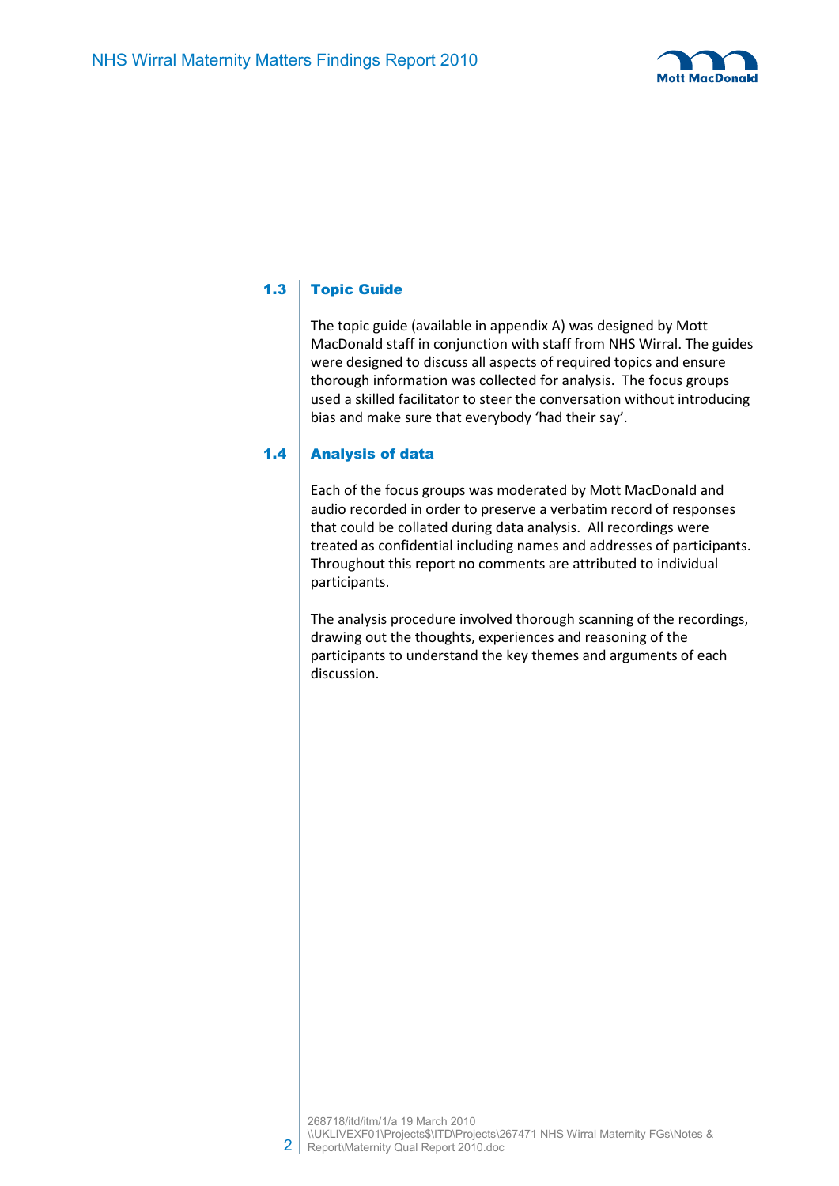## 1.3 Topic Guide

The topic guide (available in appendix A) was designed by Mott MacDonald staff in conjunction with staff from NHS Wirral. The guides were designed to discuss all aspects of required topics and ensure thorough information was collected for analysis. The focus groups used a skilled facilitator to steer the conversation without introducing bias and make sure that everybody 'had their say'.

## 1.4 Analysis of data

Each of the focus groups was moderated by Mott MacDonald and audio recorded in order to preserve a verbatim record of responses that could be collated during data analysis. All recordings were treated as confidential including names and addresses of participants. Throughout this report no comments are attributed to individual participants.

The analysis procedure involved thorough scanning of the recordings, drawing out the thoughts, experiences and reasoning of the participants to understand the key themes and arguments of each discussion.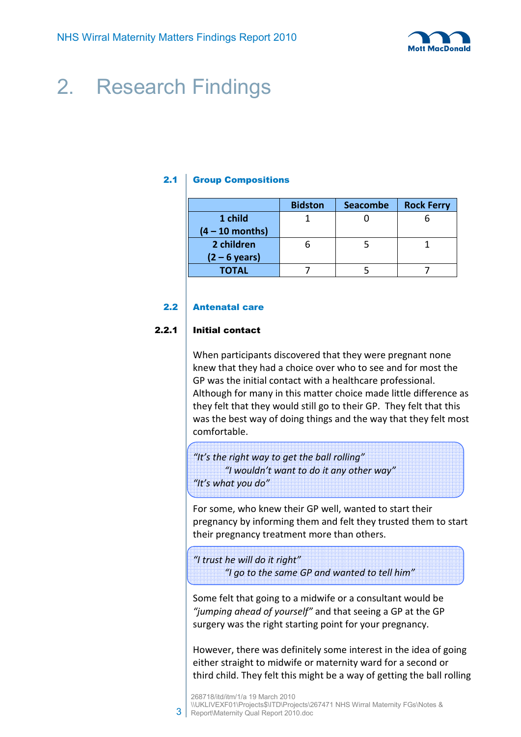# 2. Research Findings

## 2.1 Group Compositions

| | Bidston | Seacombe | Rock Ferry |
|---|---|---|---|
| **1 child (4 – 10 months)** | 1 | 0 | 6 |
| **2 children (2 – 6 years)** | 6 | 5 | 1 |
| **TOTAL** | 7 | 5 | 7 |

## 2.2 Antenatal care

### 2.2.1 Initial contact

When participants discovered that they were pregnant none knew that they had a choice over who to see and for most the GP was the initial contact with a healthcare professional. Although for many in this matter choice made little difference as they felt that they would still go to their GP. They felt that this was the best way of doing things and the way that they felt most comfortable.

> *"It's the right way to get the ball rolling"*
> *"I wouldn't want to do it any other way"*
> *"It's what you do"*

For some, who knew their GP well, wanted to start their pregnancy by informing them and felt they trusted them to start their pregnancy treatment more than others.

> *"I trust he will do it right"*
> *"I go to the same GP and wanted to tell him"*

Some felt that going to a midwife or a consultant would be *"jumping ahead of yourself"* and that seeing a GP at the GP surgery was the right starting point for your pregnancy.

However, there was definitely some interest in the idea of going either straight to midwife or maternity ward for a second or third child. They felt this might be a way of getting the ball rolling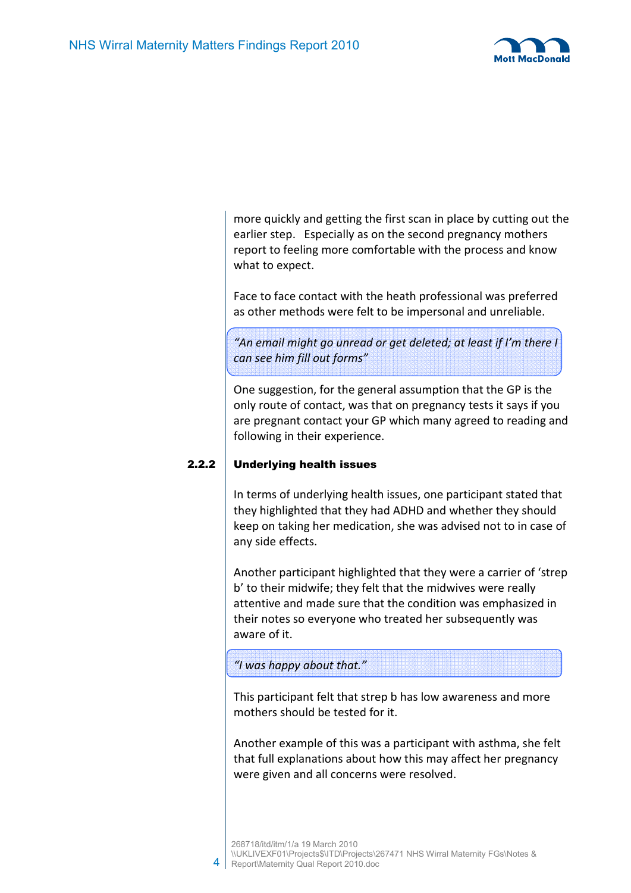more quickly and getting the first scan in place by cutting out the earlier step. Especially as on the second pregnancy mothers report to feeling more comfortable with the process and know what to expect.

Face to face contact with the heath professional was preferred as other methods were felt to be impersonal and unreliable.

> *"An email might go unread or get deleted; at least if I'm there I can see him fill out forms"*

One suggestion, for the general assumption that the GP is the only route of contact, was that on pregnancy tests it says if you are pregnant contact your GP which many agreed to reading and following in their experience.

### 2.2.2 Underlying health issues

In terms of underlying health issues, one participant stated that they highlighted that they had ADHD and whether they should keep on taking her medication, she was advised not to in case of any side effects.

Another participant highlighted that they were a carrier of 'strep b' to their midwife; they felt that the midwives were really attentive and made sure that the condition was emphasized in their notes so everyone who treated her subsequently was aware of it.

> *"I was happy about that."*

This participant felt that strep b has low awareness and more mothers should be tested for it.

Another example of this was a participant with asthma, she felt that full explanations about how this may affect her pregnancy were given and all concerns were resolved.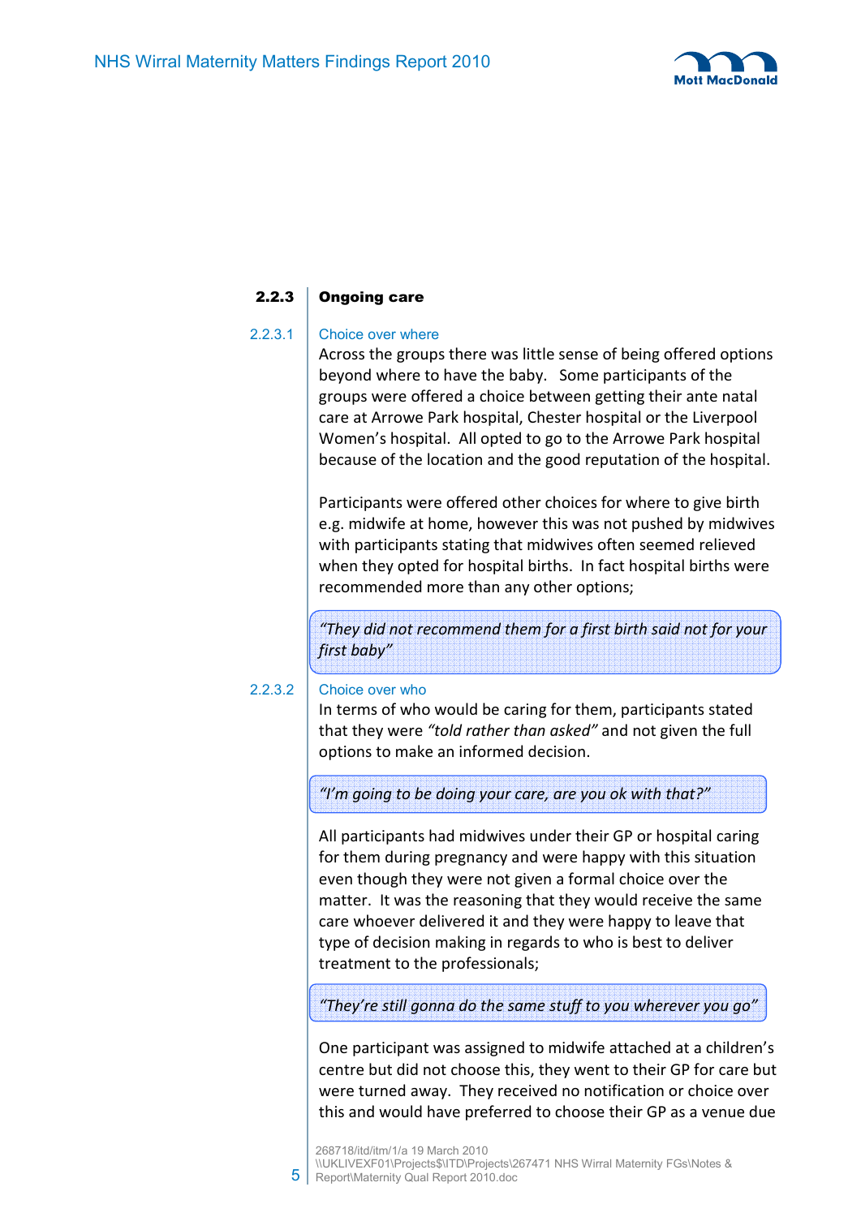### 2.2.3 Ongoing care

#### 2.2.3.1 Choice over where

Across the groups there was little sense of being offered options beyond where to have the baby. Some participants of the groups were offered a choice between getting their ante natal care at Arrowe Park hospital, Chester hospital or the Liverpool Women's hospital. All opted to go to the Arrowe Park hospital because of the location and the good reputation of the hospital.

Participants were offered other choices for where to give birth e.g. midwife at home, however this was not pushed by midwives with participants stating that midwives often seemed relieved when they opted for hospital births. In fact hospital births were recommended more than any other options;

> *"They did not recommend them for a first birth said not for your first baby"*

#### 2.2.3.2 Choice over who

In terms of who would be caring for them, participants stated that they were *"told rather than asked"* and not given the full options to make an informed decision.

> *"I'm going to be doing your care, are you ok with that?"*

All participants had midwives under their GP or hospital caring for them during pregnancy and were happy with this situation even though they were not given a formal choice over the matter. It was the reasoning that they would receive the same care whoever delivered it and they were happy to leave that type of decision making in regards to who is best to deliver treatment to the professionals;

> *"They're still gonna do the same stuff to you wherever you go"*

One participant was assigned to midwife attached at a children's centre but did not choose this, they went to their GP for care but were turned away. They received no notification or choice over this and would have preferred to choose their GP as a venue due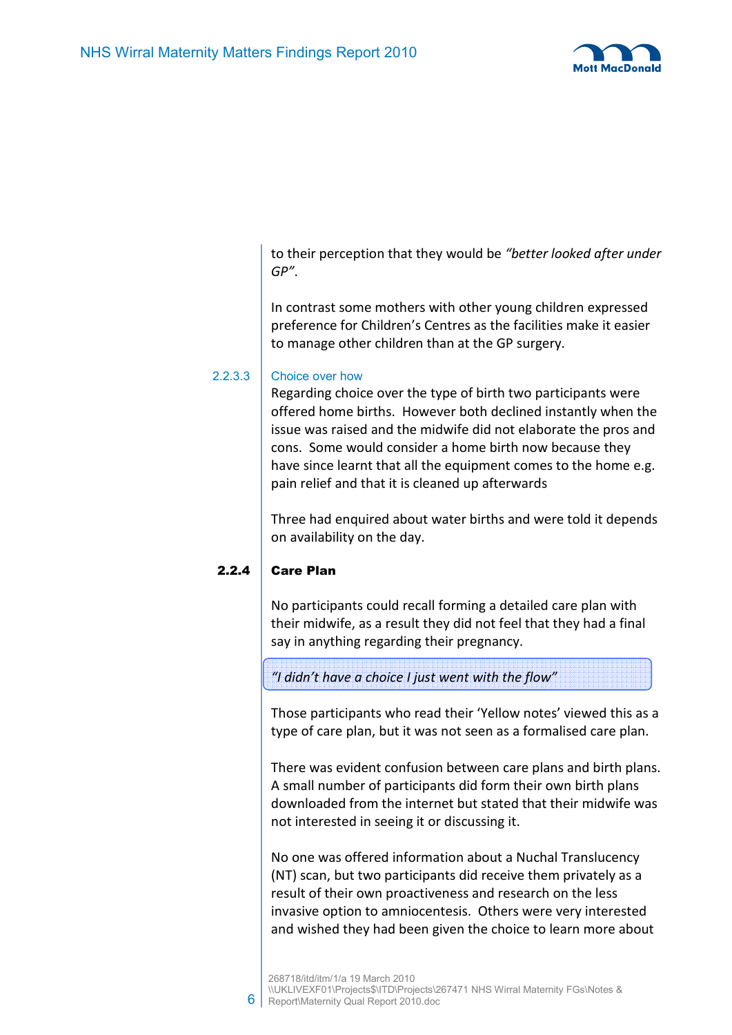to their perception that they would be *"better looked after under GP"*.

In contrast some mothers with other young children expressed preference for Children's Centres as the facilities make it easier to manage other children than at the GP surgery.

#### 2.2.3.3 Choice over how

Regarding choice over the type of birth two participants were offered home births. However both declined instantly when the issue was raised and the midwife did not elaborate the pros and cons. Some would consider a home birth now because they have since learnt that all the equipment comes to the home e.g. pain relief and that it is cleaned up afterwards

Three had enquired about water births and were told it depends on availability on the day.

### 2.2.4 Care Plan

No participants could recall forming a detailed care plan with their midwife, as a result they did not feel that they had a final say in anything regarding their pregnancy.

> *"I didn't have a choice I just went with the flow"*

Those participants who read their 'Yellow notes' viewed this as a type of care plan, but it was not seen as a formalised care plan.

There was evident confusion between care plans and birth plans. A small number of participants did form their own birth plans downloaded from the internet but stated that their midwife was not interested in seeing it or discussing it.

No one was offered information about a Nuchal Translucency (NT) scan, but two participants did receive them privately as a result of their own proactiveness and research on the less invasive option to amniocentesis. Others were very interested and wished they had been given the choice to learn more about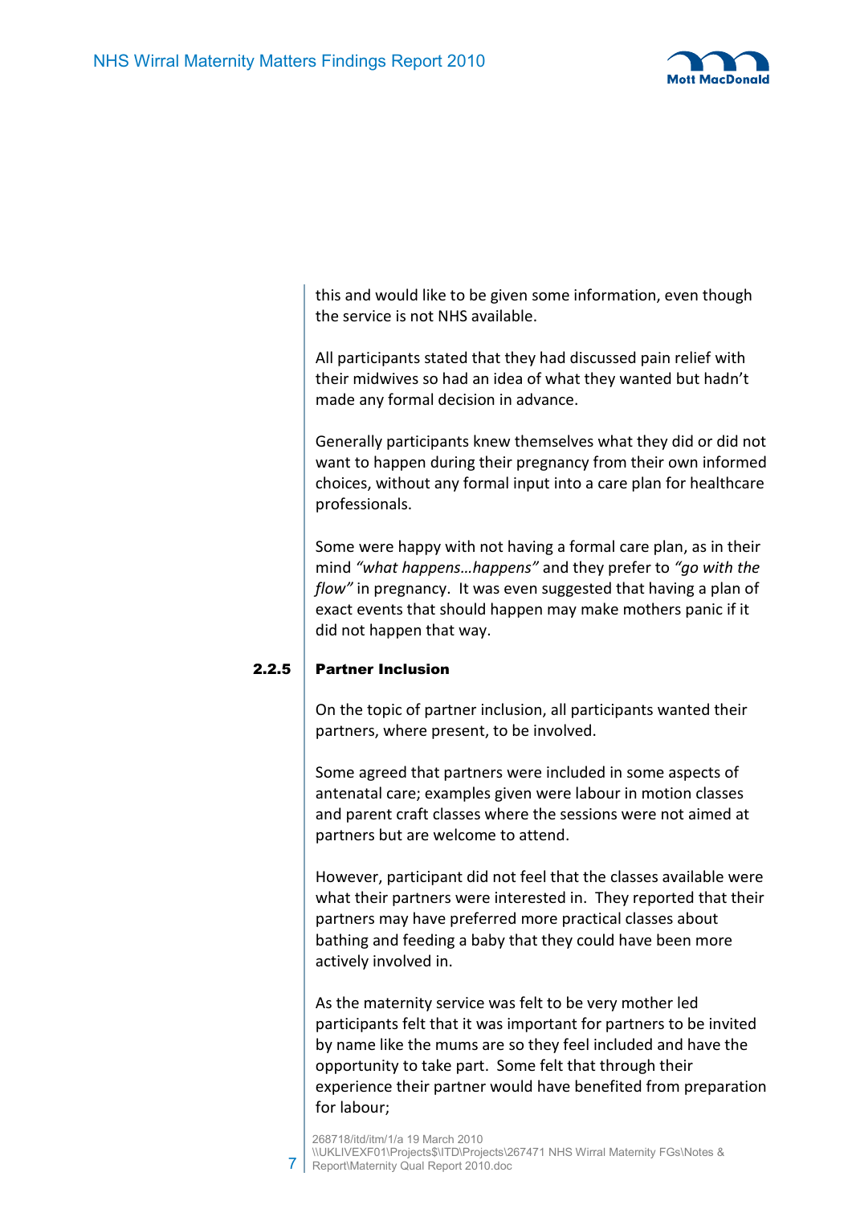this and would like to be given some information, even though the service is not NHS available.

All participants stated that they had discussed pain relief with their midwives so had an idea of what they wanted but hadn't made any formal decision in advance.

Generally participants knew themselves what they did or did not want to happen during their pregnancy from their own informed choices, without any formal input into a care plan for healthcare professionals.

Some were happy with not having a formal care plan, as in their mind *"what happens…happens"* and they prefer to *"go with the flow"* in pregnancy. It was even suggested that having a plan of exact events that should happen may make mothers panic if it did not happen that way.

### 2.2.5 Partner Inclusion

On the topic of partner inclusion, all participants wanted their partners, where present, to be involved.

Some agreed that partners were included in some aspects of antenatal care; examples given were labour in motion classes and parent craft classes where the sessions were not aimed at partners but are welcome to attend.

However, participant did not feel that the classes available were what their partners were interested in. They reported that their partners may have preferred more practical classes about bathing and feeding a baby that they could have been more actively involved in.

As the maternity service was felt to be very mother led participants felt that it was important for partners to be invited by name like the mums are so they feel included and have the opportunity to take part. Some felt that through their experience their partner would have benefited from preparation for labour;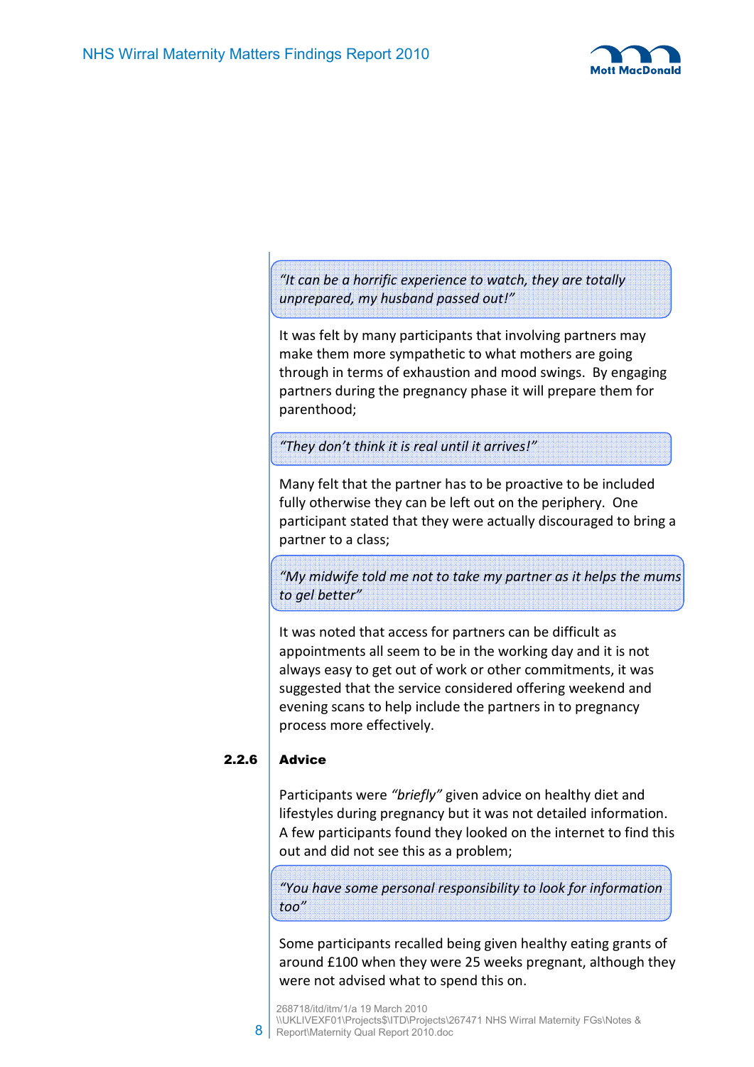> *"It can be a horrific experience to watch, they are totally unprepared, my husband passed out!"*

It was felt by many participants that involving partners may make them more sympathetic to what mothers are going through in terms of exhaustion and mood swings. By engaging partners during the pregnancy phase it will prepare them for parenthood;

> *"They don't think it is real until it arrives!"*

Many felt that the partner has to be proactive to be included fully otherwise they can be left out on the periphery. One participant stated that they were actually discouraged to bring a partner to a class;

> *"My midwife told me not to take my partner as it helps the mums to gel better"*

It was noted that access for partners can be difficult as appointments all seem to be in the working day and it is not always easy to get out of work or other commitments, it was suggested that the service considered offering weekend and evening scans to help include the partners in to pregnancy process more effectively.

### 2.2.6 Advice

Participants were *"briefly"* given advice on healthy diet and lifestyles during pregnancy but it was not detailed information. A few participants found they looked on the internet to find this out and did not see this as a problem;

> *"You have some personal responsibility to look for information too"*

Some participants recalled being given healthy eating grants of around £100 when they were 25 weeks pregnant, although they were not advised what to spend this on.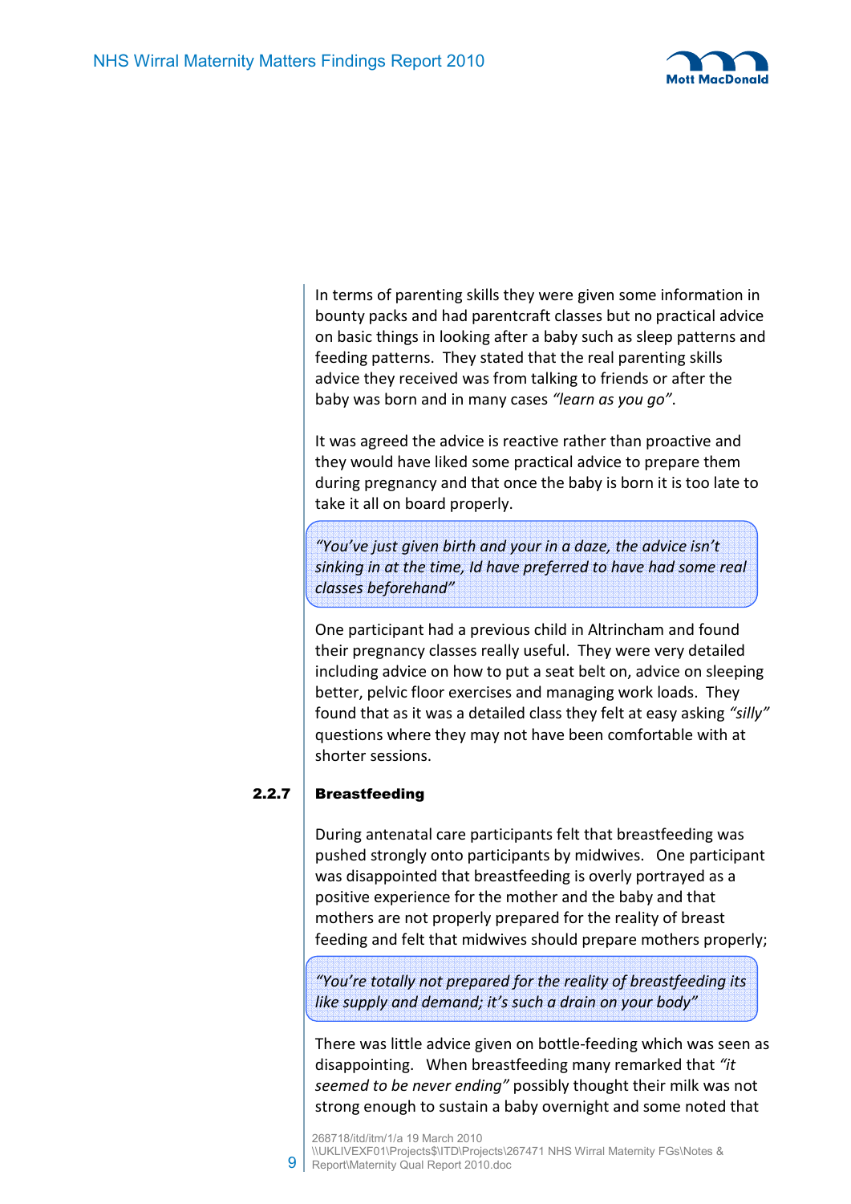In terms of parenting skills they were given some information in bounty packs and had parentcraft classes but no practical advice on basic things in looking after a baby such as sleep patterns and feeding patterns. They stated that the real parenting skills advice they received was from talking to friends or after the baby was born and in many cases *"learn as you go"*.

It was agreed the advice is reactive rather than proactive and they would have liked some practical advice to prepare them during pregnancy and that once the baby is born it is too late to take it all on board properly.

> *"You've just given birth and your in a daze, the advice isn't sinking in at the time, Id have preferred to have had some real classes beforehand"*

One participant had a previous child in Altrincham and found their pregnancy classes really useful. They were very detailed including advice on how to put a seat belt on, advice on sleeping better, pelvic floor exercises and managing work loads. They found that as it was a detailed class they felt at easy asking *"silly"* questions where they may not have been comfortable with at shorter sessions.

### 2.2.7 Breastfeeding

During antenatal care participants felt that breastfeeding was pushed strongly onto participants by midwives. One participant was disappointed that breastfeeding is overly portrayed as a positive experience for the mother and the baby and that mothers are not properly prepared for the reality of breast feeding and felt that midwives should prepare mothers properly;

> *"You're totally not prepared for the reality of breastfeeding its like supply and demand; it's such a drain on your body"*

There was little advice given on bottle-feeding which was seen as disappointing. When breastfeeding many remarked that *"it seemed to be never ending"* possibly thought their milk was not strong enough to sustain a baby overnight and some noted that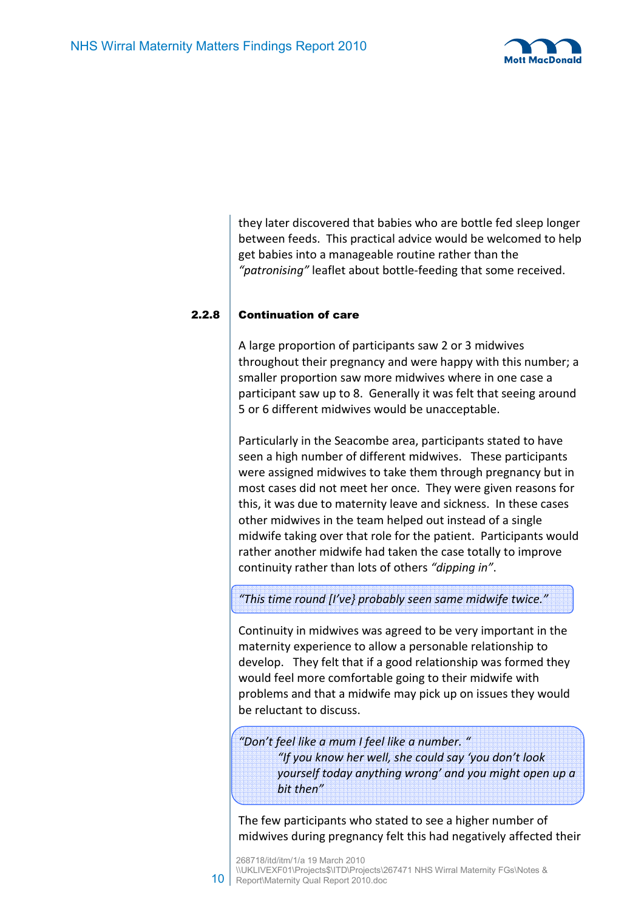they later discovered that babies who are bottle fed sleep longer between feeds. This practical advice would be welcomed to help get babies into a manageable routine rather than the *"patronising"* leaflet about bottle-feeding that some received.

### 2.2.8 Continuation of care

A large proportion of participants saw 2 or 3 midwives throughout their pregnancy and were happy with this number; a smaller proportion saw more midwives where in one case a participant saw up to 8. Generally it was felt that seeing around 5 or 6 different midwives would be unacceptable.

Particularly in the Seacombe area, participants stated to have seen a high number of different midwives. These participants were assigned midwives to take them through pregnancy but in most cases did not meet her once. They were given reasons for this, it was due to maternity leave and sickness. In these cases other midwives in the team helped out instead of a single midwife taking over that role for the patient. Participants would rather another midwife had taken the case totally to improve continuity rather than lots of others *"dipping in"*.

> *"This time round [I've} probably seen same midwife twice."*

Continuity in midwives was agreed to be very important in the maternity experience to allow a personable relationship to develop. They felt that if a good relationship was formed they would feel more comfortable going to their midwife with problems and that a midwife may pick up on issues they would be reluctant to discuss.

> *"Don't feel like a mum I feel like a number. "*
>
> *"If you know her well, she could say 'you don't look yourself today anything wrong' and you might open up a bit then"*

The few participants who stated to see a higher number of midwives during pregnancy felt this had negatively affected their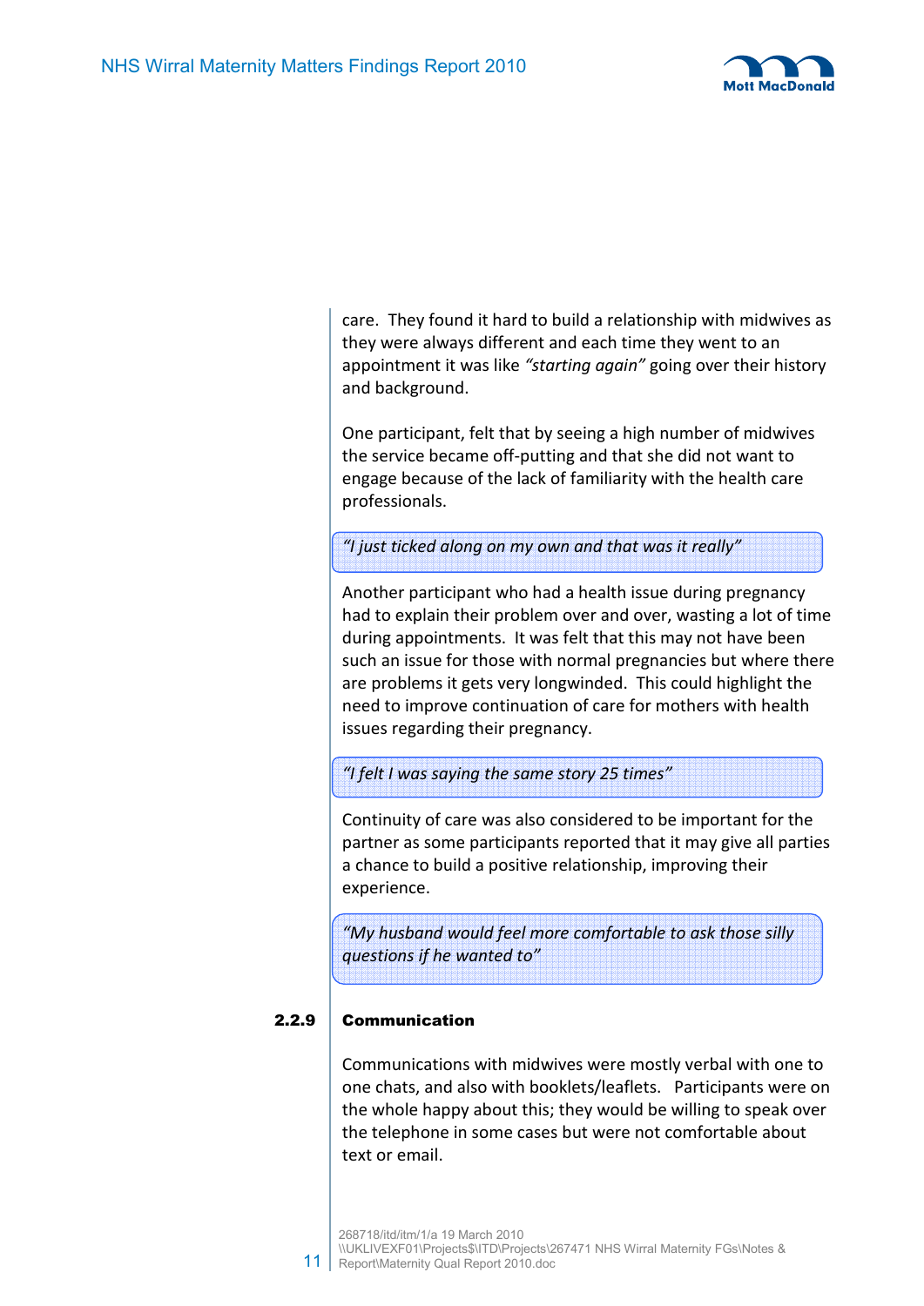care. They found it hard to build a relationship with midwives as they were always different and each time they went to an appointment it was like *"starting again"* going over their history and background.

One participant, felt that by seeing a high number of midwives the service became off-putting and that she did not want to engage because of the lack of familiarity with the health care professionals.

> *"I just ticked along on my own and that was it really"*

Another participant who had a health issue during pregnancy had to explain their problem over and over, wasting a lot of time during appointments. It was felt that this may not have been such an issue for those with normal pregnancies but where there are problems it gets very longwinded. This could highlight the need to improve continuation of care for mothers with health issues regarding their pregnancy.

> *"I felt I was saying the same story 25 times"*

Continuity of care was also considered to be important for the partner as some participants reported that it may give all parties a chance to build a positive relationship, improving their experience.

> *"My husband would feel more comfortable to ask those silly questions if he wanted to"*

### 2.2.9 Communication

Communications with midwives were mostly verbal with one to one chats, and also with booklets/leaflets. Participants were on the whole happy about this; they would be willing to speak over the telephone in some cases but were not comfortable about text or email.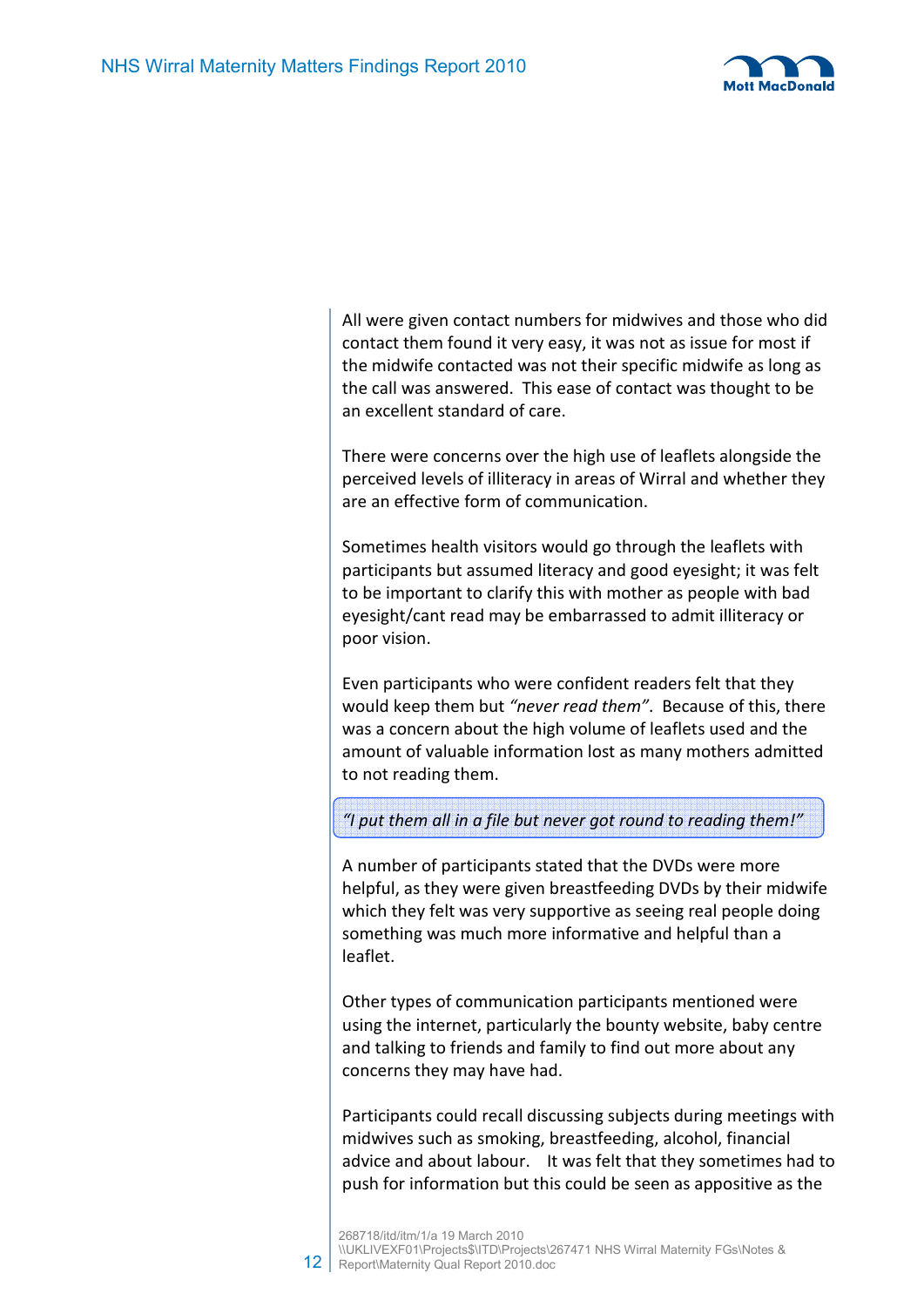All were given contact numbers for midwives and those who did contact them found it very easy, it was not as issue for most if the midwife contacted was not their specific midwife as long as the call was answered. This ease of contact was thought to be an excellent standard of care.

There were concerns over the high use of leaflets alongside the perceived levels of illiteracy in areas of Wirral and whether they are an effective form of communication.

Sometimes health visitors would go through the leaflets with participants but assumed literacy and good eyesight; it was felt to be important to clarify this with mother as people with bad eyesight/cant read may be embarrassed to admit illiteracy or poor vision.

Even participants who were confident readers felt that they would keep them but *"never read them"*. Because of this, there was a concern about the high volume of leaflets used and the amount of valuable information lost as many mothers admitted to not reading them.

> *"I put them all in a file but never got round to reading them!"*

A number of participants stated that the DVDs were more helpful, as they were given breastfeeding DVDs by their midwife which they felt was very supportive as seeing real people doing something was much more informative and helpful than a leaflet.

Other types of communication participants mentioned were using the internet, particularly the bounty website, baby centre and talking to friends and family to find out more about any concerns they may have had.

Participants could recall discussing subjects during meetings with midwives such as smoking, breastfeeding, alcohol, financial advice and about labour. It was felt that they sometimes had to push for information but this could be seen as appositive as the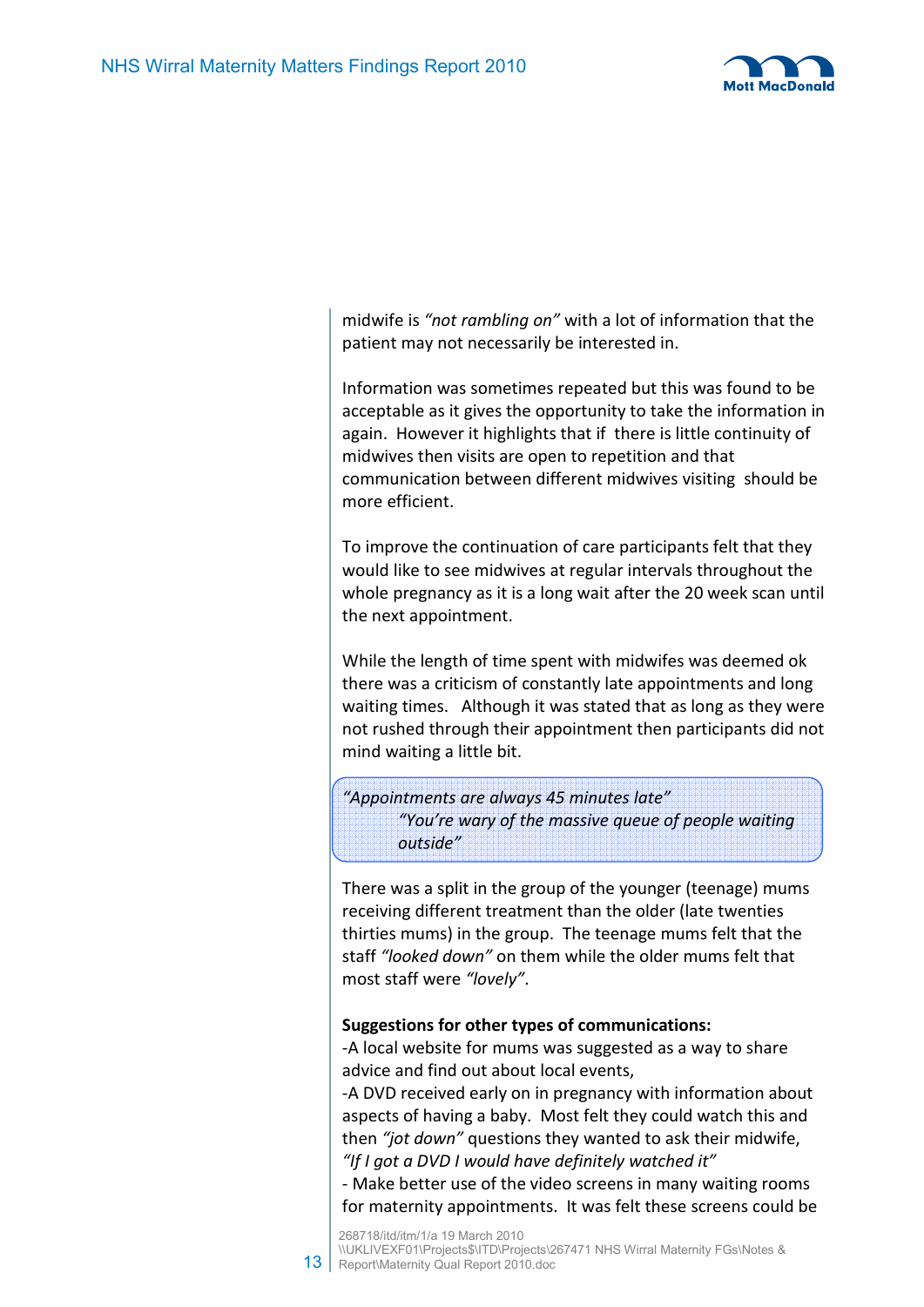midwife is *"not rambling on"* with a lot of information that the patient may not necessarily be interested in.

Information was sometimes repeated but this was found to be acceptable as it gives the opportunity to take the information in again. However it highlights that if there is little continuity of midwives then visits are open to repetition and that communication between different midwives visiting should be more efficient.

To improve the continuation of care participants felt that they would like to see midwives at regular intervals throughout the whole pregnancy as it is a long wait after the 20 week scan until the next appointment.

While the length of time spent with midwifes was deemed ok there was a criticism of constantly late appointments and long waiting times. Although it was stated that as long as they were not rushed through their appointment then participants did not mind waiting a little bit.

> *"Appointments are always 45 minutes late"*
> *"You're wary of the massive queue of people waiting outside"*

There was a split in the group of the younger (teenage) mums receiving different treatment than the older (late twenties thirties mums) in the group. The teenage mums felt that the staff *"looked down"* on them while the older mums felt that most staff were *"lovely"*.

**Suggestions for other types of communications:**

-A local website for mums was suggested as a way to share advice and find out about local events,

-A DVD received early on in pregnancy with information about aspects of having a baby. Most felt they could watch this and then *"jot down"* questions they wanted to ask their midwife, *"If I got a DVD I would have definitely watched it"*

- Make better use of the video screens in many waiting rooms for maternity appointments. It was felt these screens could be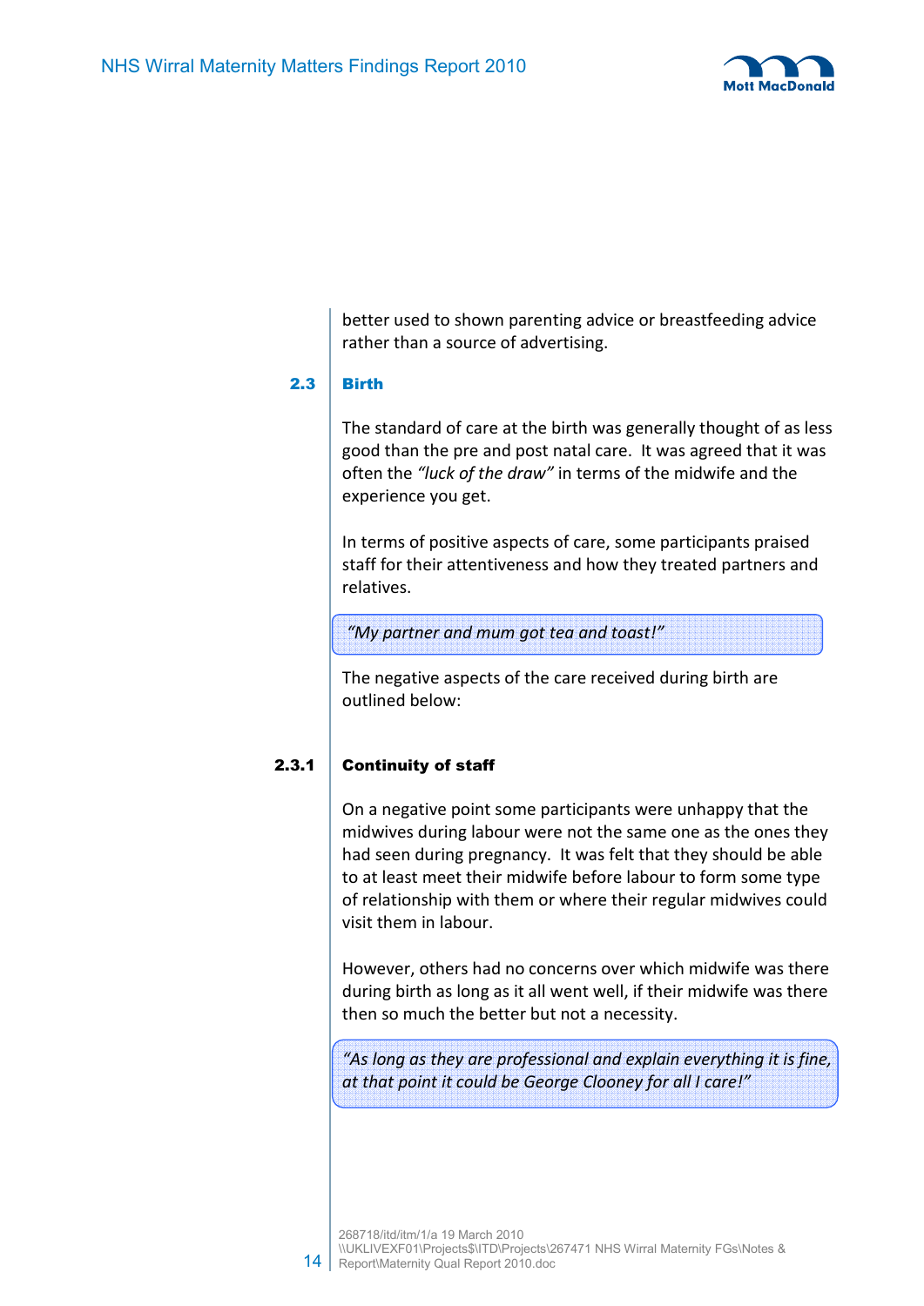better used to shown parenting advice or breastfeeding advice rather than a source of advertising.

## 2.3 Birth

The standard of care at the birth was generally thought of as less good than the pre and post natal care. It was agreed that it was often the *"luck of the draw"* in terms of the midwife and the experience you get.

In terms of positive aspects of care, some participants praised staff for their attentiveness and how they treated partners and relatives.

> *"My partner and mum got tea and toast!"*

The negative aspects of the care received during birth are outlined below:

### 2.3.1 Continuity of staff

On a negative point some participants were unhappy that the midwives during labour were not the same one as the ones they had seen during pregnancy. It was felt that they should be able to at least meet their midwife before labour to form some type of relationship with them or where their regular midwives could visit them in labour.

However, others had no concerns over which midwife was there during birth as long as it all went well, if their midwife was there then so much the better but not a necessity.

> *"As long as they are professional and explain everything it is fine, at that point it could be George Clooney for all I care!"*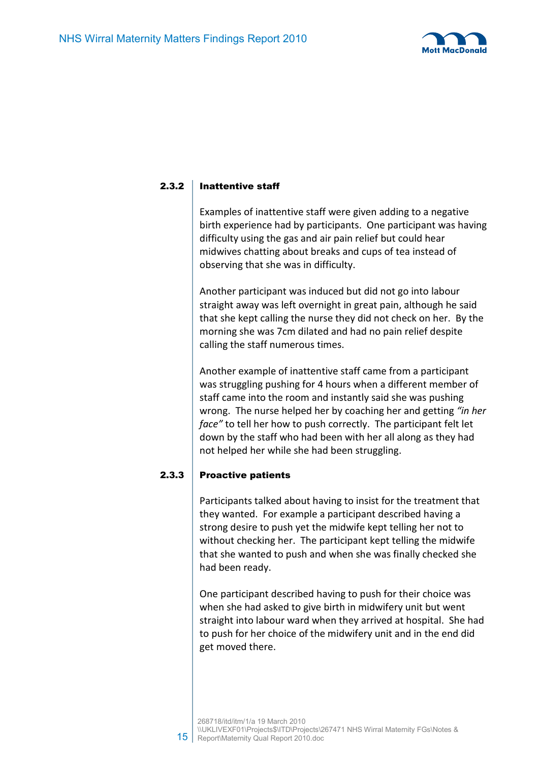### 2.3.2 Inattentive staff

Examples of inattentive staff were given adding to a negative birth experience had by participants. One participant was having difficulty using the gas and air pain relief but could hear midwives chatting about breaks and cups of tea instead of observing that she was in difficulty.

Another participant was induced but did not go into labour straight away was left overnight in great pain, although he said that she kept calling the nurse they did not check on her. By the morning she was 7cm dilated and had no pain relief despite calling the staff numerous times.

Another example of inattentive staff came from a participant was struggling pushing for 4 hours when a different member of staff came into the room and instantly said she was pushing wrong. The nurse helped her by coaching her and getting *"in her face"* to tell her how to push correctly. The participant felt let down by the staff who had been with her all along as they had not helped her while she had been struggling.

### 2.3.3 Proactive patients

Participants talked about having to insist for the treatment that they wanted. For example a participant described having a strong desire to push yet the midwife kept telling her not to without checking her. The participant kept telling the midwife that she wanted to push and when she was finally checked she had been ready.

One participant described having to push for their choice was when she had asked to give birth in midwifery unit but went straight into labour ward when they arrived at hospital. She had to push for her choice of the midwifery unit and in the end did get moved there.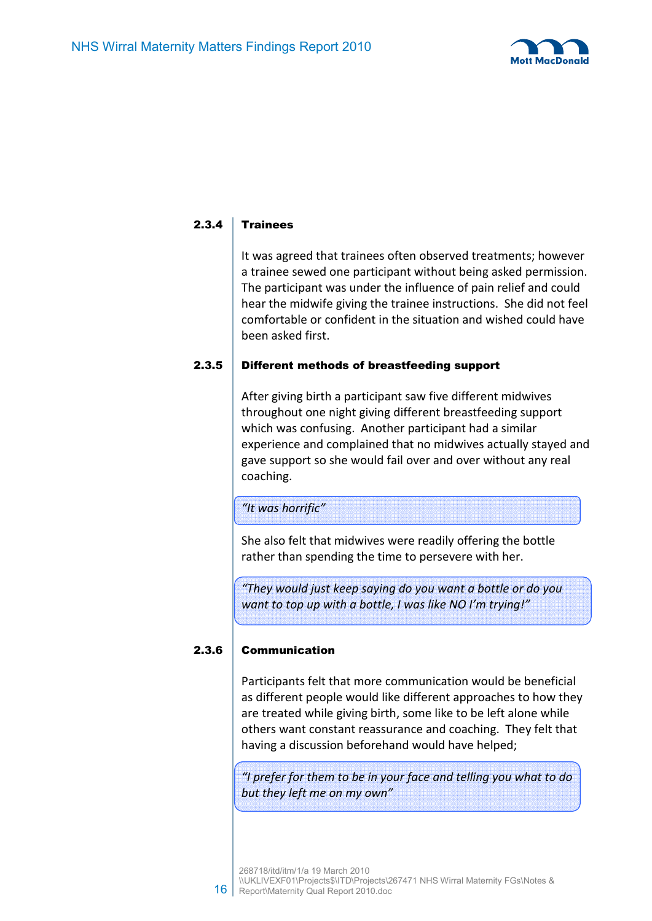### 2.3.4 Trainees

It was agreed that trainees often observed treatments; however a trainee sewed one participant without being asked permission. The participant was under the influence of pain relief and could hear the midwife giving the trainee instructions. She did not feel comfortable or confident in the situation and wished could have been asked first.

### 2.3.5 Different methods of breastfeeding support

After giving birth a participant saw five different midwives throughout one night giving different breastfeeding support which was confusing. Another participant had a similar experience and complained that no midwives actually stayed and gave support so she would fail over and over without any real coaching.

> *"It was horrific"*

She also felt that midwives were readily offering the bottle rather than spending the time to persevere with her.

> *"They would just keep saying do you want a bottle or do you want to top up with a bottle, I was like NO I'm trying!"*

### 2.3.6 Communication

Participants felt that more communication would be beneficial as different people would like different approaches to how they are treated while giving birth, some like to be left alone while others want constant reassurance and coaching. They felt that having a discussion beforehand would have helped;

> *"I prefer for them to be in your face and telling you what to do but they left me on my own"*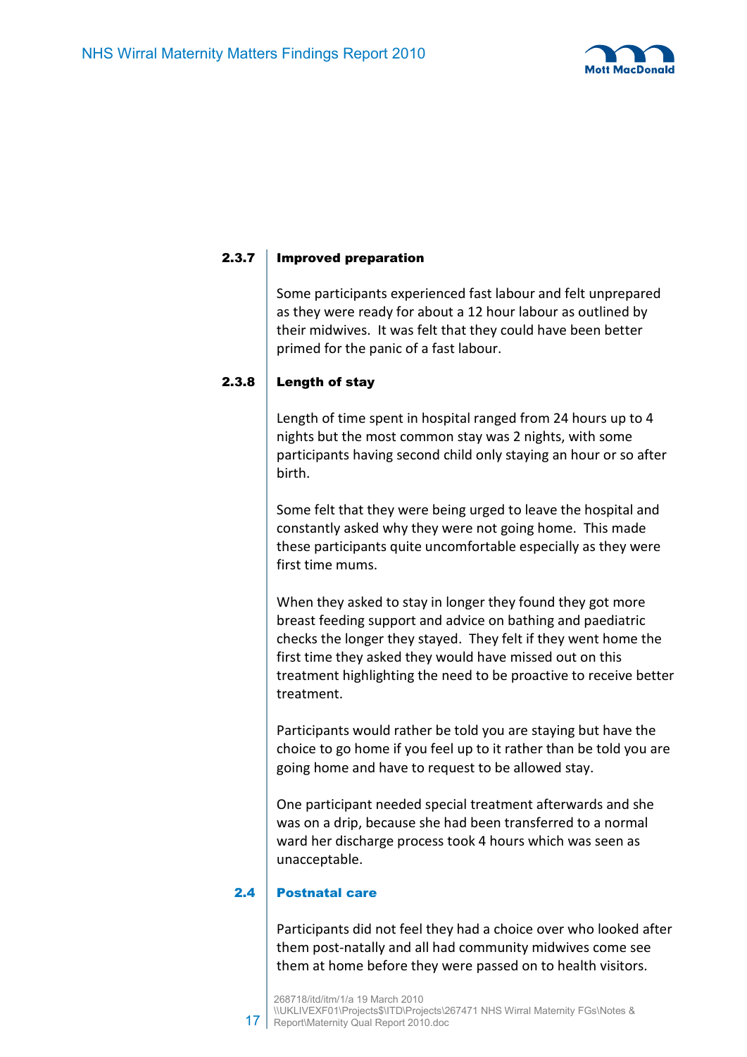### 2.3.7 Improved preparation

Some participants experienced fast labour and felt unprepared as they were ready for about a 12 hour labour as outlined by their midwives. It was felt that they could have been better primed for the panic of a fast labour.

### 2.3.8 Length of stay

Length of time spent in hospital ranged from 24 hours up to 4 nights but the most common stay was 2 nights, with some participants having second child only staying an hour or so after birth.

Some felt that they were being urged to leave the hospital and constantly asked why they were not going home. This made these participants quite uncomfortable especially as they were first time mums.

When they asked to stay in longer they found they got more breast feeding support and advice on bathing and paediatric checks the longer they stayed. They felt if they went home the first time they asked they would have missed out on this treatment highlighting the need to be proactive to receive better treatment.

Participants would rather be told you are staying but have the choice to go home if you feel up to it rather than be told you are going home and have to request to be allowed stay.

One participant needed special treatment afterwards and she was on a drip, because she had been transferred to a normal ward her discharge process took 4 hours which was seen as unacceptable.

## 2.4 Postnatal care

Participants did not feel they had a choice over who looked after them post-natally and all had community midwives come see them at home before they were passed on to health visitors.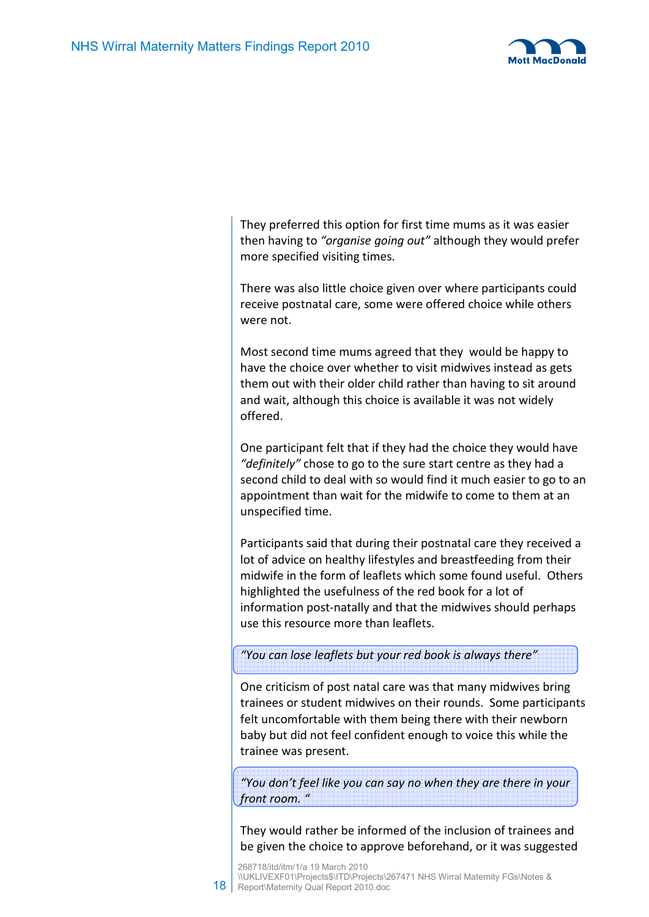They preferred this option for first time mums as it was easier then having to *"organise going out"* although they would prefer more specified visiting times.

There was also little choice given over where participants could receive postnatal care, some were offered choice while others were not.

Most second time mums agreed that they would be happy to have the choice over whether to visit midwives instead as gets them out with their older child rather than having to sit around and wait, although this choice is available it was not widely offered.

One participant felt that if they had the choice they would have *"definitely"* chose to go to the sure start centre as they had a second child to deal with so would find it much easier to go to an appointment than wait for the midwife to come to them at an unspecified time.

Participants said that during their postnatal care they received a lot of advice on healthy lifestyles and breastfeeding from their midwife in the form of leaflets which some found useful. Others highlighted the usefulness of the red book for a lot of information post-natally and that the midwives should perhaps use this resource more than leaflets.

> *"You can lose leaflets but your red book is always there"*

One criticism of post natal care was that many midwives bring trainees or student midwives on their rounds. Some participants felt uncomfortable with them being there with their newborn baby but did not feel confident enough to voice this while the trainee was present.

> *"You don't feel like you can say no when they are there in your front room. "*

They would rather be informed of the inclusion of trainees and be given the choice to approve beforehand, or it was suggested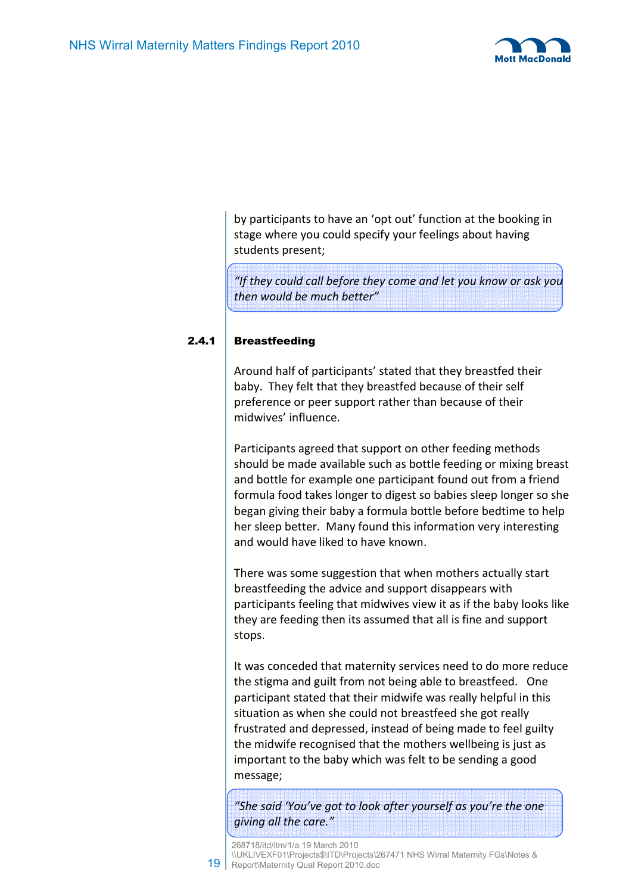by participants to have an 'opt out' function at the booking in stage where you could specify your feelings about having students present;

> *"If they could call before they come and let you know or ask you then would be much better"*

### 2.4.1 Breastfeeding

Around half of participants' stated that they breastfed their baby. They felt that they breastfed because of their self preference or peer support rather than because of their midwives' influence.

Participants agreed that support on other feeding methods should be made available such as bottle feeding or mixing breast and bottle for example one participant found out from a friend formula food takes longer to digest so babies sleep longer so she began giving their baby a formula bottle before bedtime to help her sleep better. Many found this information very interesting and would have liked to have known.

There was some suggestion that when mothers actually start breastfeeding the advice and support disappears with participants feeling that midwives view it as if the baby looks like they are feeding then its assumed that all is fine and support stops.

It was conceded that maternity services need to do more reduce the stigma and guilt from not being able to breastfeed. One participant stated that their midwife was really helpful in this situation as when she could not breastfeed she got really frustrated and depressed, instead of being made to feel guilty the midwife recognised that the mothers wellbeing is just as important to the baby which was felt to be sending a good message;

> *"She said 'You've got to look after yourself as you're the one giving all the care."*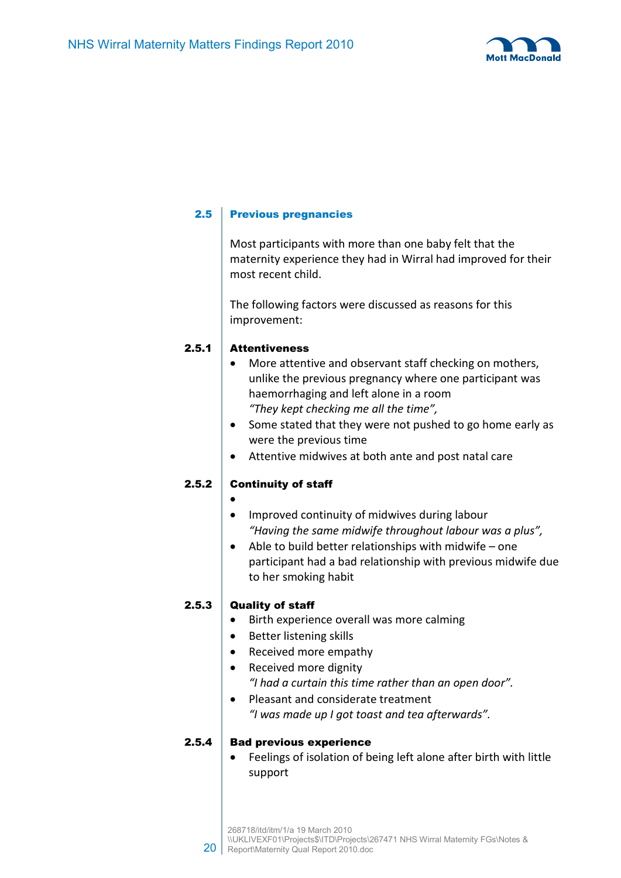## 2.5 Previous pregnancies

Most participants with more than one baby felt that the maternity experience they had in Wirral had improved for their most recent child.

The following factors were discussed as reasons for this improvement:

### 2.5.1 Attentiveness

- More attentive and observant staff checking on mothers, unlike the previous pregnancy where one participant was haemorrhaging and left alone in a room
  *"They kept checking me all the time",*
- Some stated that they were not pushed to go home early as were the previous time
- Attentive midwives at both ante and post natal care

### 2.5.2 Continuity of staff

- 
- Improved continuity of midwives during labour
  *"Having the same midwife throughout labour was a plus",*
- Able to build better relationships with midwife – one participant had a bad relationship with previous midwife due to her smoking habit

### 2.5.3 Quality of staff

- Birth experience overall was more calming
- Better listening skills
- Received more empathy
- Received more dignity
  *"I had a curtain this time rather than an open door".*
- Pleasant and considerate treatment
  *"I was made up I got toast and tea afterwards".*

### 2.5.4 Bad previous experience

- Feelings of isolation of being left alone after birth with little support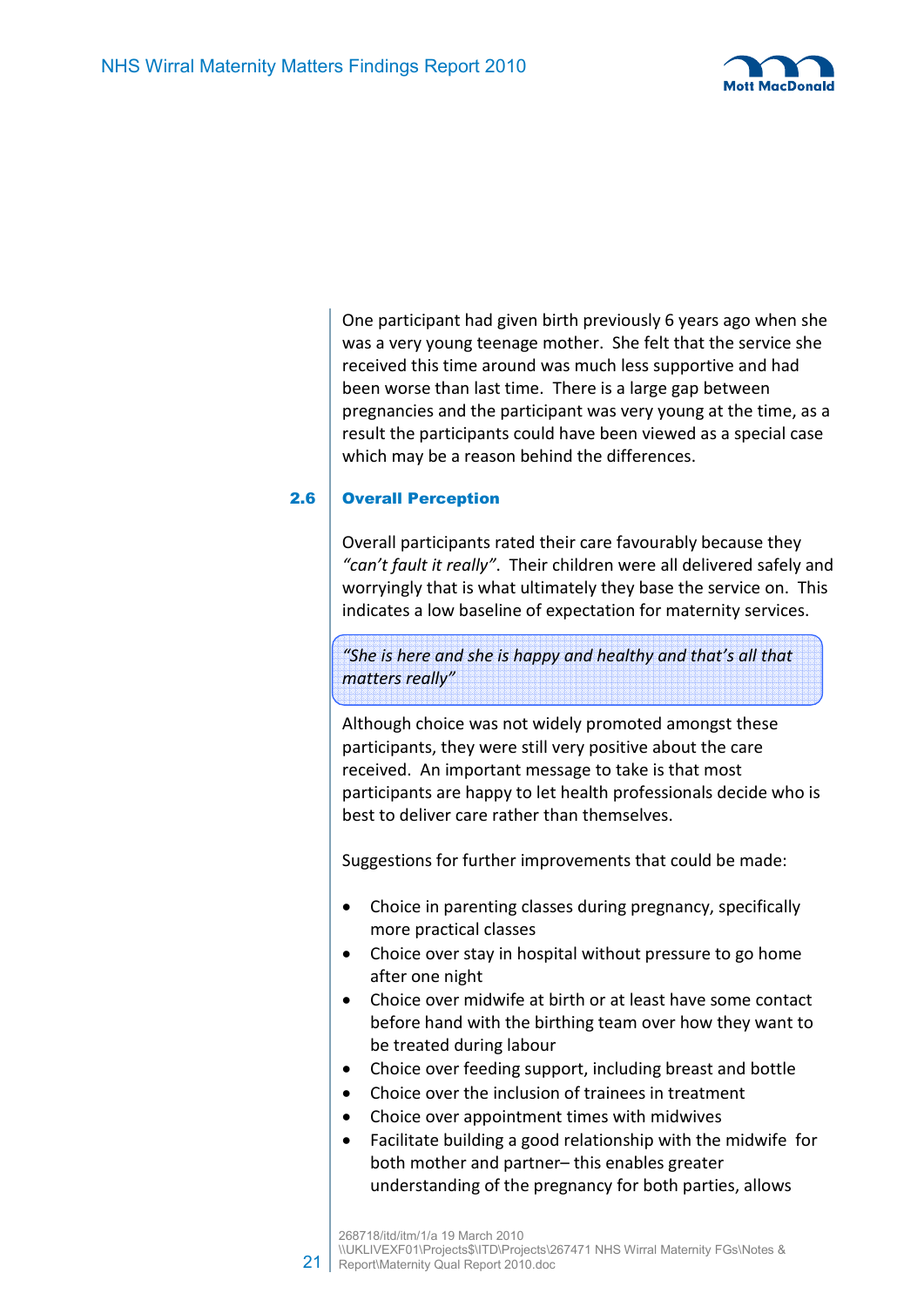One participant had given birth previously 6 years ago when she was a very young teenage mother. She felt that the service she received this time around was much less supportive and had been worse than last time. There is a large gap between pregnancies and the participant was very young at the time, as a result the participants could have been viewed as a special case which may be a reason behind the differences.

## 2.6 Overall Perception

Overall participants rated their care favourably because they *"can't fault it really"*. Their children were all delivered safely and worryingly that is what ultimately they base the service on. This indicates a low baseline of expectation for maternity services.

> *"She is here and she is happy and healthy and that's all that matters really"*

Although choice was not widely promoted amongst these participants, they were still very positive about the care received. An important message to take is that most participants are happy to let health professionals decide who is best to deliver care rather than themselves.

Suggestions for further improvements that could be made:

- Choice in parenting classes during pregnancy, specifically more practical classes
- Choice over stay in hospital without pressure to go home after one night
- Choice over midwife at birth or at least have some contact before hand with the birthing team over how they want to be treated during labour
- Choice over feeding support, including breast and bottle
- Choice over the inclusion of trainees in treatment
- Choice over appointment times with midwives
- Facilitate building a good relationship with the midwife for both mother and partner– this enables greater understanding of the pregnancy for both parties, allows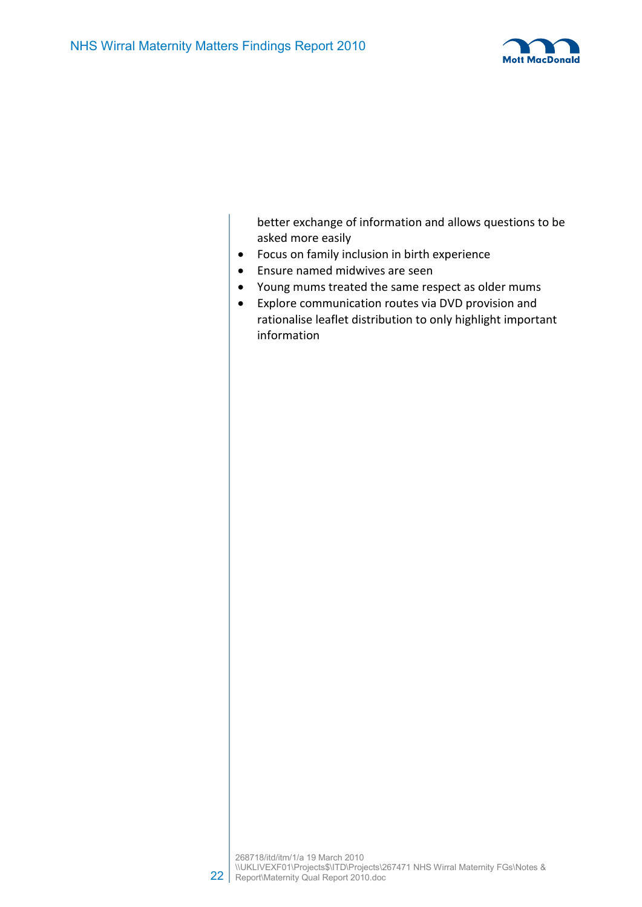better exchange of information and allows questions to be asked more easily

- Focus on family inclusion in birth experience
- Ensure named midwives are seen
- Young mums treated the same respect as older mums
- Explore communication routes via DVD provision and rationalise leaflet distribution to only highlight important information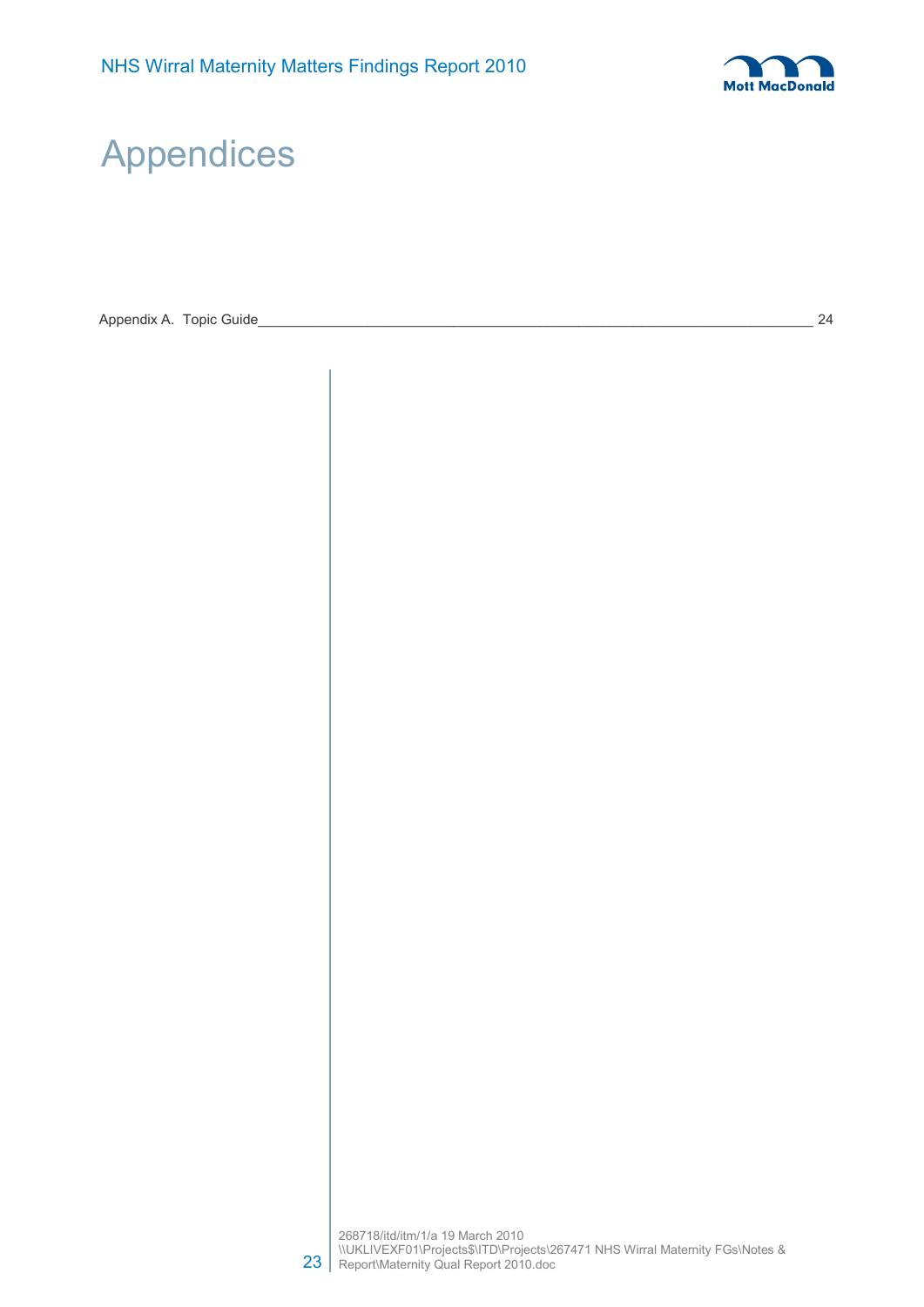# Appendices

Appendix A. Topic Guide\_\_\_\_\_\_\_\_\_\_\_\_\_\_\_\_\_\_\_\_\_\_\_\_\_\_\_\_\_\_\_\_\_\_\_\_\_\_\_\_\_\_\_\_\_\_\_\_\_\_\_\_\_\_\_\_\_\_\_\_\_\_\_\_\_\_\_\_\_\_\_ 24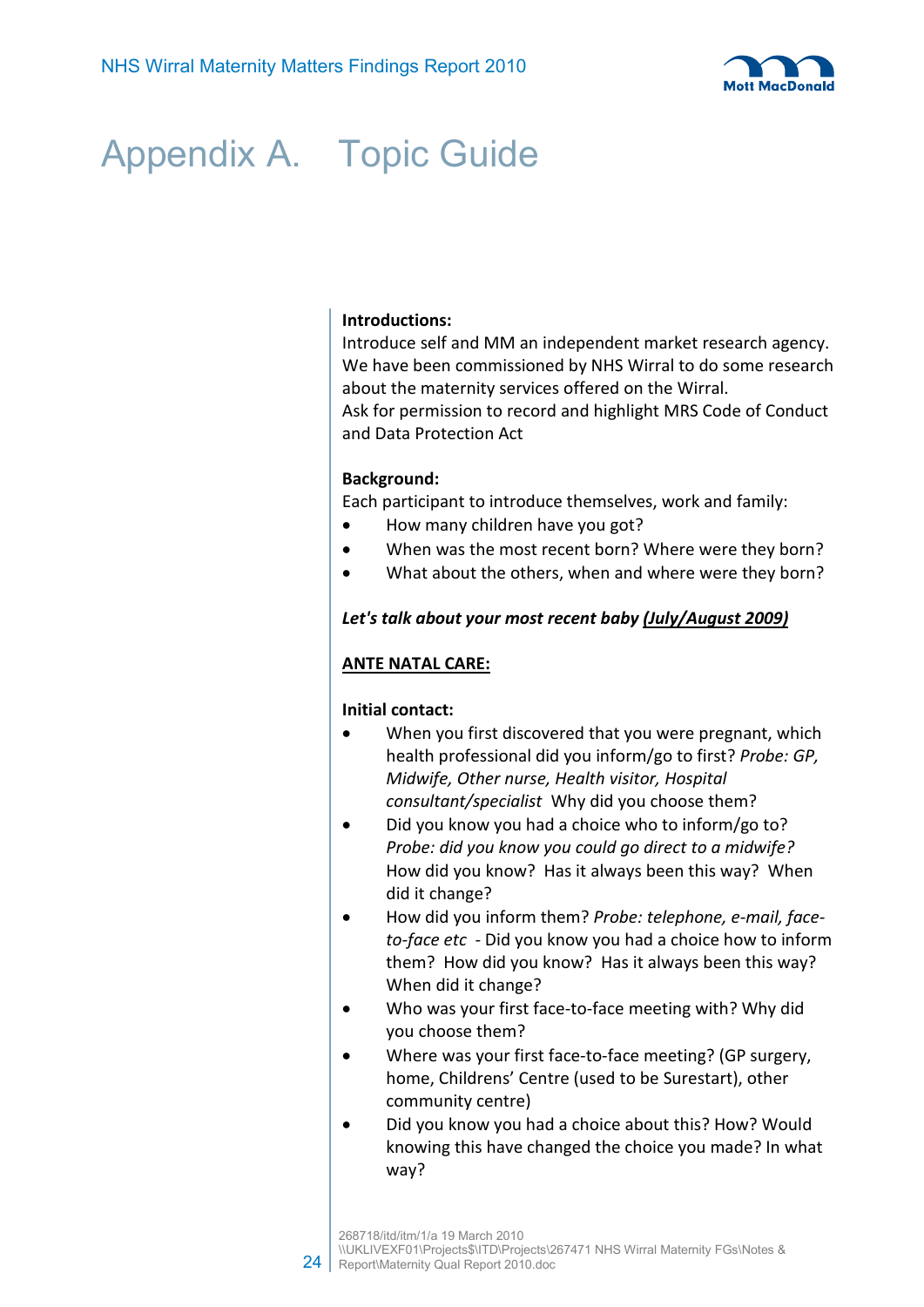# Appendix A. Topic Guide

**Introductions:**
Introduce self and MM an independent market research agency. We have been commissioned by NHS Wirral to do some research about the maternity services offered on the Wirral.
Ask for permission to record and highlight MRS Code of Conduct and Data Protection Act

**Background:**
Each participant to introduce themselves, work and family:

- How many children have you got?
- When was the most recent born? Where were they born?
- What about the others, when and where were they born?

***Let's talk about your most recent baby <u>(July/August 2009)</u>***

**<u>ANTE NATAL CARE:</u>**

**Initial contact:**

- When you first discovered that you were pregnant, which health professional did you inform/go to first? *Probe: GP, Midwife, Other nurse, Health visitor, Hospital consultant/specialist* Why did you choose them?
- Did you know you had a choice who to inform/go to? *Probe: did you know you could go direct to a midwife?* How did you know? Has it always been this way? When did it change?
- How did you inform them? *Probe: telephone, e-mail, face-to-face etc* - Did you know you had a choice how to inform them? How did you know? Has it always been this way? When did it change?
- Who was your first face-to-face meeting with? Why did you choose them?
- Where was your first face-to-face meeting? (GP surgery, home, Childrens' Centre (used to be Surestart), other community centre)
- Did you know you had a choice about this? How? Would knowing this have changed the choice you made? In what way?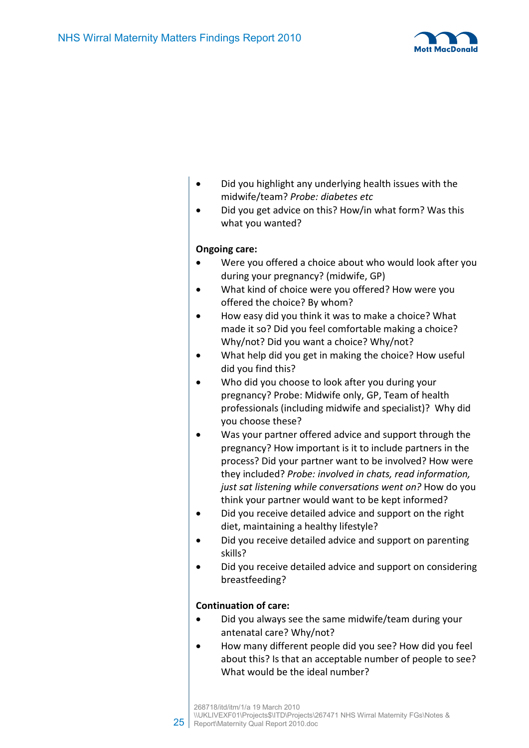- Did you highlight any underlying health issues with the midwife/team? *Probe: diabetes etc*
- Did you get advice on this? How/in what form? Was this what you wanted?

**Ongoing care:**

- Were you offered a choice about who would look after you during your pregnancy? (midwife, GP)
- What kind of choice were you offered? How were you offered the choice? By whom?
- How easy did you think it was to make a choice? What made it so? Did you feel comfortable making a choice? Why/not? Did you want a choice? Why/not?
- What help did you get in making the choice? How useful did you find this?
- Who did you choose to look after you during your pregnancy? Probe: Midwife only, GP, Team of health professionals (including midwife and specialist)? Why did you choose these?
- Was your partner offered advice and support through the pregnancy? How important is it to include partners in the process? Did your partner want to be involved? How were they included? *Probe: involved in chats, read information, just sat listening while conversations went on?* How do you think your partner would want to be kept informed?
- Did you receive detailed advice and support on the right diet, maintaining a healthy lifestyle?
- Did you receive detailed advice and support on parenting skills?
- Did you receive detailed advice and support on considering breastfeeding?

**Continuation of care:**

- Did you always see the same midwife/team during your antenatal care? Why/not?
- How many different people did you see? How did you feel about this? Is that an acceptable number of people to see? What would be the ideal number?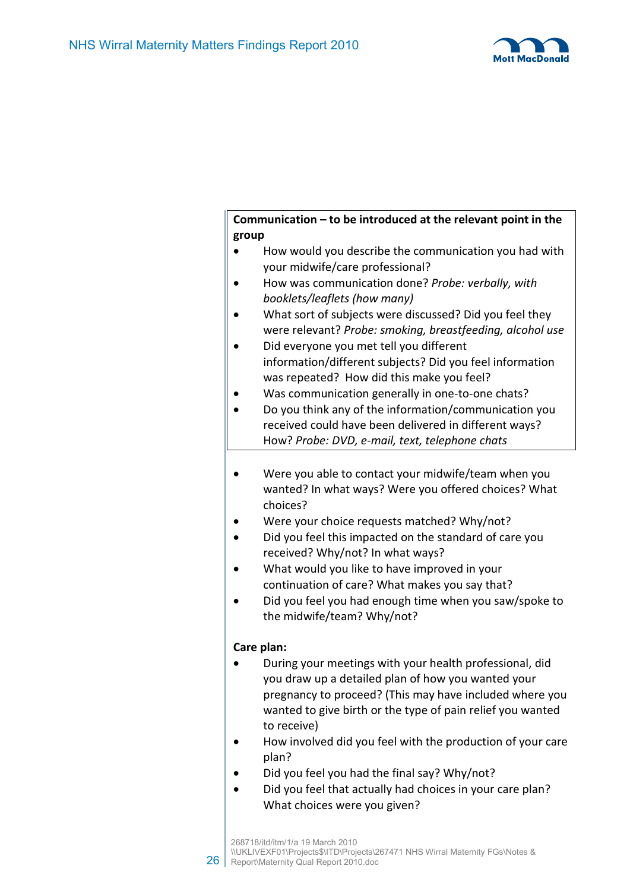**Communication – to be introduced at the relevant point in the group**

- How would you describe the communication you had with your midwife/care professional?
- How was communication done? *Probe: verbally, with booklets/leaflets (how many)*
- What sort of subjects were discussed? Did you feel they were relevant? *Probe: smoking, breastfeeding, alcohol use*
- Did everyone you met tell you different information/different subjects? Did you feel information was repeated? How did this make you feel?
- Was communication generally in one-to-one chats?
- Do you think any of the information/communication you received could have been delivered in different ways? How? *Probe: DVD, e-mail, text, telephone chats*

- Were you able to contact your midwife/team when you wanted? In what ways? Were you offered choices? What choices?
- Were your choice requests matched? Why/not?
- Did you feel this impacted on the standard of care you received? Why/not? In what ways?
- What would you like to have improved in your continuation of care? What makes you say that?
- Did you feel you had enough time when you saw/spoke to the midwife/team? Why/not?

**Care plan:**

- During your meetings with your health professional, did you draw up a detailed plan of how you wanted your pregnancy to proceed? (This may have included where you wanted to give birth or the type of pain relief you wanted to receive)
- How involved did you feel with the production of your care plan?
- Did you feel you had the final say? Why/not?
- Did you feel that actually had choices in your care plan? What choices were you given?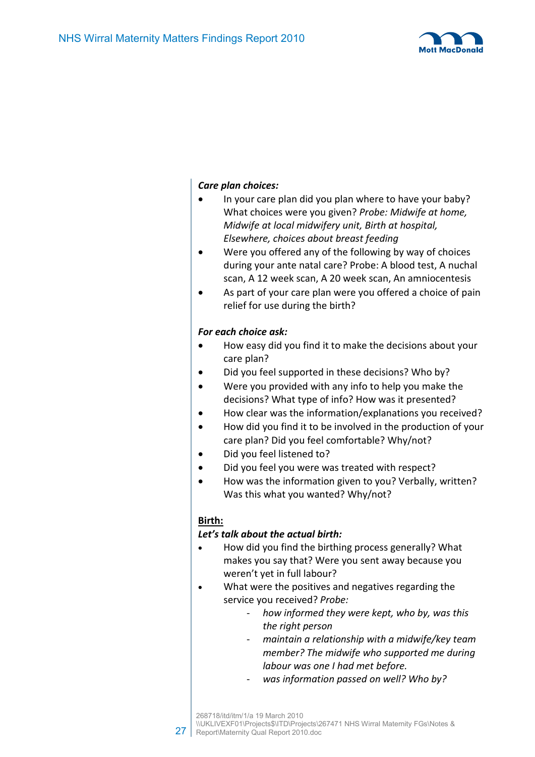***Care plan choices:***

- In your care plan did you plan where to have your baby? What choices were you given? *Probe: Midwife at home, Midwife at local midwifery unit, Birth at hospital, Elsewhere, choices about breast feeding*
- Were you offered any of the following by way of choices during your ante natal care? Probe: A blood test, A nuchal scan, A 12 week scan, A 20 week scan, An amniocentesis
- As part of your care plan were you offered a choice of pain relief for use during the birth?

***For each choice ask:***

- How easy did you find it to make the decisions about your care plan?
- Did you feel supported in these decisions? Who by?
- Were you provided with any info to help you make the decisions? What type of info? How was it presented?
- How clear was the information/explanations you received?
- How did you find it to be involved in the production of your care plan? Did you feel comfortable? Why/not?
- Did you feel listened to?
- Did you feel you were was treated with respect?
- How was the information given to you? Verbally, written? Was this what you wanted? Why/not?

**<u>Birth:</u>**

***Let's talk about the actual birth:***

- How did you find the birthing process generally? What makes you say that? Were you sent away because you weren't yet in full labour?
- What were the positives and negatives regarding the service you received? *Probe:*
  - *how informed they were kept, who by, was this the right person*
  - *maintain a relationship with a midwife/key team member? The midwife who supported me during labour was one I had met before.*
  - *was information passed on well? Who by?*

268718/itd/itm/1/a 19 March 2010
\\UKLIVEXF01\Projects$\ITD\Projects\267471 NHS Wirral Maternity FGs\Notes & Report\Maternity Qual Report 2010.doc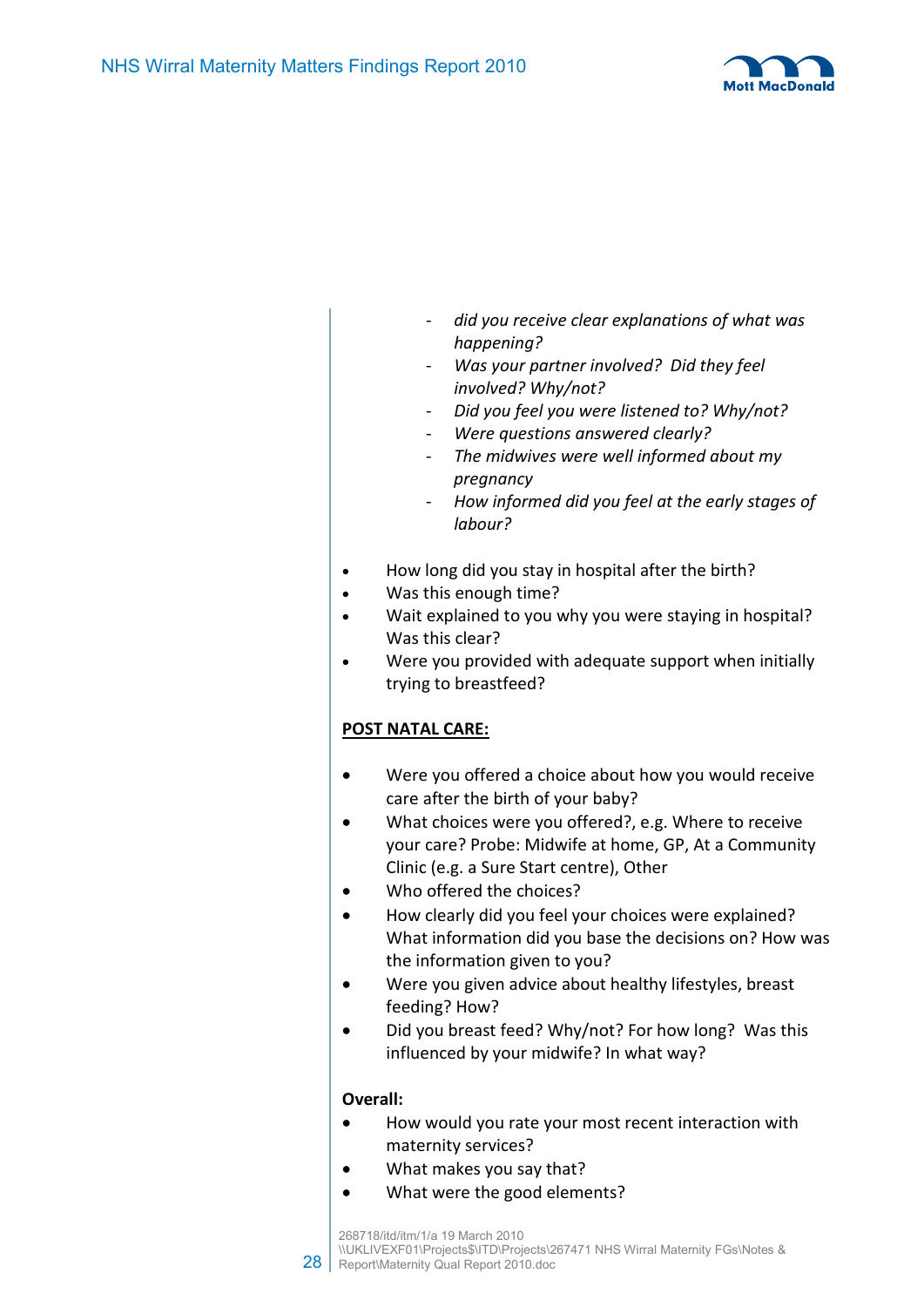- *did you receive clear explanations of what was happening?*
  - *Was your partner involved? Did they feel involved? Why/not?*
  - *Did you feel you were listened to? Why/not?*
  - *Were questions answered clearly?*
  - *The midwives were well informed about my pregnancy*
  - *How informed did you feel at the early stages of labour?*

- How long did you stay in hospital after the birth?
- Was this enough time?
- Wait explained to you why you were staying in hospital? Was this clear?
- Were you provided with adequate support when initially trying to breastfeed?

**<u>POST NATAL CARE:</u>**

- Were you offered a choice about how you would receive care after the birth of your baby?
- What choices were you offered?, e.g. Where to receive your care? Probe: Midwife at home, GP, At a Community Clinic (e.g. a Sure Start centre), Other
- Who offered the choices?
- How clearly did you feel your choices were explained? What information did you base the decisions on? How was the information given to you?
- Were you given advice about healthy lifestyles, breast feeding? How?
- Did you breast feed? Why/not? For how long? Was this influenced by your midwife? In what way?

**Overall:**

- How would you rate your most recent interaction with maternity services?
- What makes you say that?
- What were the good elements?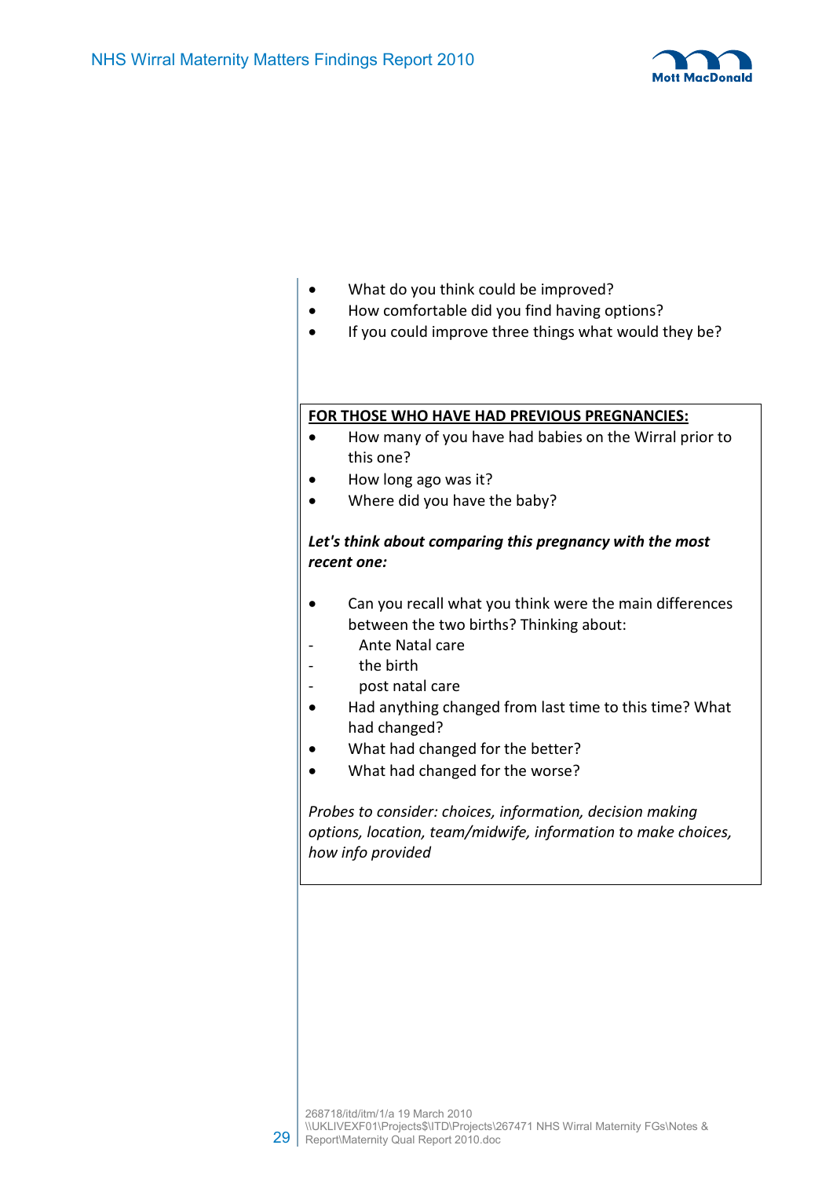- What do you think could be improved?
- How comfortable did you find having options?
- If you could improve three things what would they be?

**FOR THOSE WHO HAVE HAD PREVIOUS PREGNANCIES:**

- How many of you have had babies on the Wirral prior to this one?
- How long ago was it?
- Where did you have the baby?

***Let's think about comparing this pregnancy with the most recent one:***

- Can you recall what you think were the main differences between the two births? Thinking about:
  - Ante Natal care
  - the birth
  - post natal care
- Had anything changed from last time to this time? What had changed?
- What had changed for the better?
- What had changed for the worse?

*Probes to consider: choices, information, decision making options, location, team/midwife, information to make choices, how info provided*